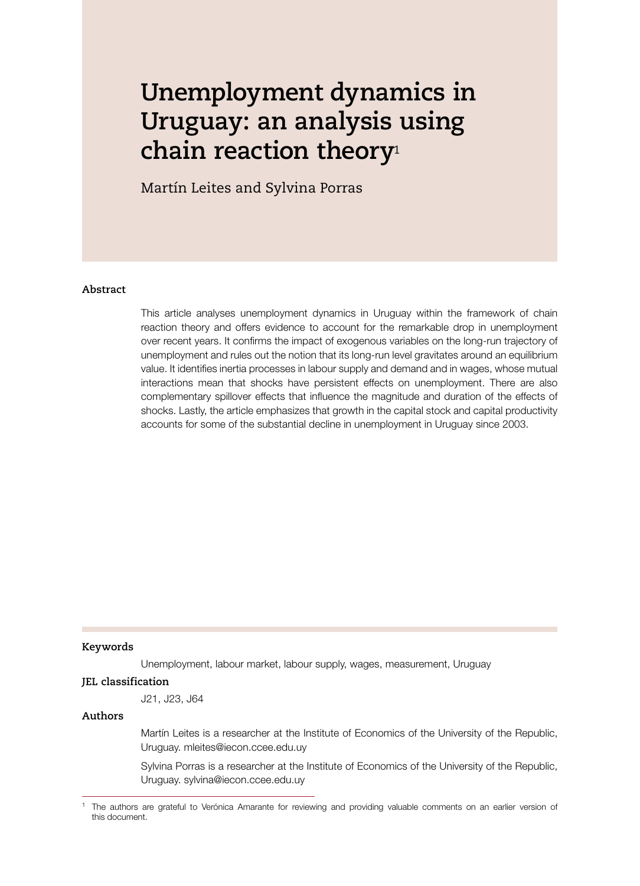# Unemployment dynamics in Uruguay: an analysis using chain reaction theory[1]

Martín Leites and Sylvina Porras

## Abstract

This article analyses unemployment dynamics in Uruguay within the framework of chain reaction theory and offers evidence to account for the remarkable drop in unemployment over recent years. It confirms the impact of exogenous variables on the long-run trajectory of unemployment and rules out the notion that its long-run level gravitates around an equilibrium value. It identifies inertia processes in labour supply and demand and in wages, whose mutual interactions mean that shocks have persistent effects on unemployment. There are also complementary spillover effects that influence the magnitude and duration of the effects of shocks. Lastly, the article emphasizes that growth in the capital stock and capital productivity accounts for some of the substantial decline in unemployment in Uruguay since 2003.

**Keywords**

Unemployment, labour market, labour supply, wages, measurement, Uruguay

**JEL classification**

J21, J23, J64

**Authors**

Martín Leites is a researcher at the Institute of Economics of the University of the Republic, Uruguay. mleites@iecon.ccee.edu.uy

Sylvina Porras is a researcher at the Institute of Economics of the University of the Republic, Uruguay. sylvina@iecon.ccee.edu.uy

[1] The authors are grateful to Verónica Amarante for reviewing and providing valuable comments on an earlier version of this document.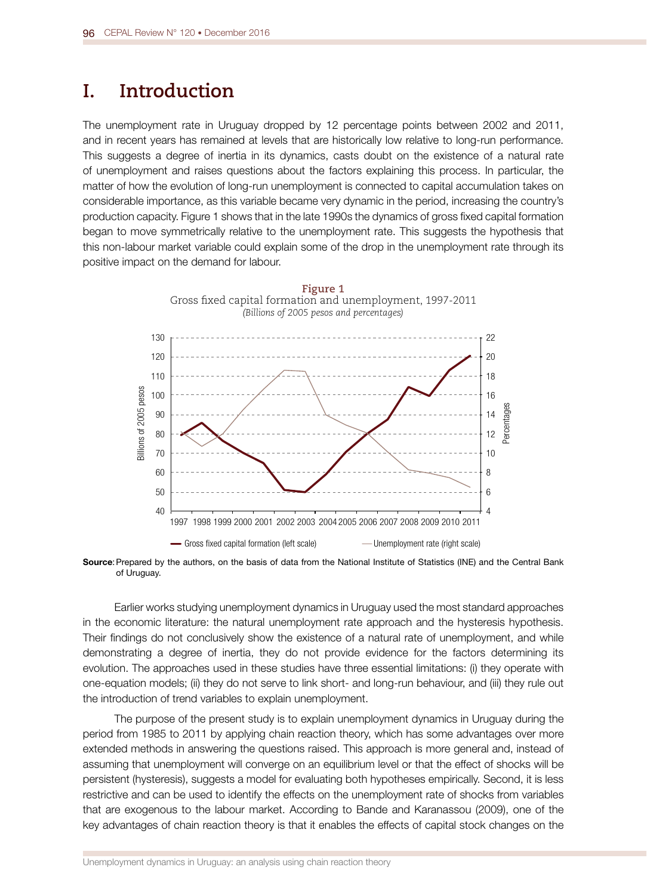# I. Introduction

The unemployment rate in Uruguay dropped by 12 percentage points between 2002 and 2011, and in recent years has remained at levels that are historically low relative to long-run performance. This suggests a degree of inertia in its dynamics, casts doubt on the existence of a natural rate of unemployment and raises questions about the factors explaining this process. In particular, the matter of how the evolution of long-run unemployment is connected to capital accumulation takes on considerable importance, as this variable became very dynamic in the period, increasing the country's production capacity. Figure 1 shows that in the late 1990s the dynamics of gross fixed capital formation began to move symmetrically relative to the unemployment rate. This suggests the hypothesis that this non-labour market variable could explain some of the drop in the unemployment rate through its positive impact on the demand for labour.

**Figure 1**
Gross fixed capital formation and unemployment, 1997-2011
*(Billions of 2005 pesos and percentages)*

**Source**: Prepared by the authors, on the basis of data from the National Institute of Statistics (INE) and the Central Bank of Uruguay.

Earlier works studying unemployment dynamics in Uruguay used the most standard approaches in the economic literature: the natural unemployment rate approach and the hysteresis hypothesis. Their findings do not conclusively show the existence of a natural rate of unemployment, and while demonstrating a degree of inertia, they do not provide evidence for the factors determining its evolution. The approaches used in these studies have three essential limitations: (i) they operate with one-equation models; (ii) they do not serve to link short- and long-run behaviour, and (iii) they rule out the introduction of trend variables to explain unemployment.

The purpose of the present study is to explain unemployment dynamics in Uruguay during the period from 1985 to 2011 by applying chain reaction theory, which has some advantages over more extended methods in answering the questions raised. This approach is more general and, instead of assuming that unemployment will converge on an equilibrium level or that the effect of shocks will be persistent (hysteresis), suggests a model for evaluating both hypotheses empirically. Second, it is less restrictive and can be used to identify the effects on the unemployment rate of shocks from variables that are exogenous to the labour market. According to Bande and Karanassou (2009), one of the key advantages of chain reaction theory is that it enables the effects of capital stock changes on the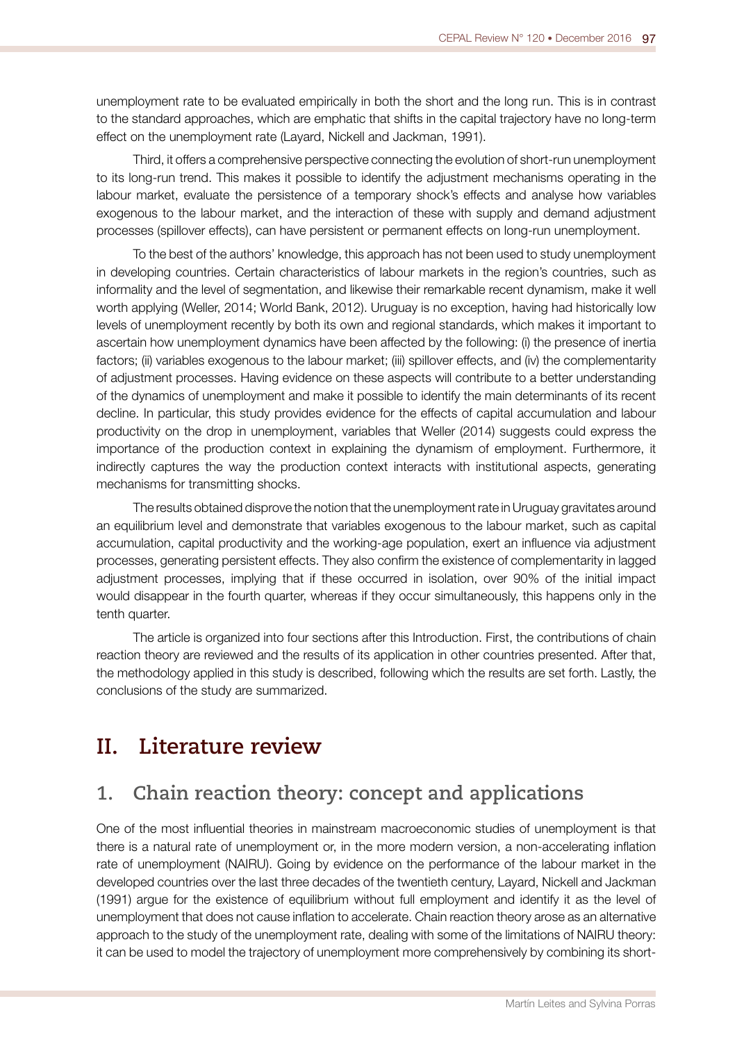unemployment rate to be evaluated empirically in both the short and the long run. This is in contrast to the standard approaches, which are emphatic that shifts in the capital trajectory have no long-term effect on the unemployment rate (Layard, Nickell and Jackman, 1991).

Third, it offers a comprehensive perspective connecting the evolution of short-run unemployment to its long-run trend. This makes it possible to identify the adjustment mechanisms operating in the labour market, evaluate the persistence of a temporary shock's effects and analyse how variables exogenous to the labour market, and the interaction of these with supply and demand adjustment processes (spillover effects), can have persistent or permanent effects on long-run unemployment.

To the best of the authors' knowledge, this approach has not been used to study unemployment in developing countries. Certain characteristics of labour markets in the region's countries, such as informality and the level of segmentation, and likewise their remarkable recent dynamism, make it well worth applying (Weller, 2014; World Bank, 2012). Uruguay is no exception, having had historically low levels of unemployment recently by both its own and regional standards, which makes it important to ascertain how unemployment dynamics have been affected by the following: (i) the presence of inertia factors; (ii) variables exogenous to the labour market; (iii) spillover effects, and (iv) the complementarity of adjustment processes. Having evidence on these aspects will contribute to a better understanding of the dynamics of unemployment and make it possible to identify the main determinants of its recent decline. In particular, this study provides evidence for the effects of capital accumulation and labour productivity on the drop in unemployment, variables that Weller (2014) suggests could express the importance of the production context in explaining the dynamism of employment. Furthermore, it indirectly captures the way the production context interacts with institutional aspects, generating mechanisms for transmitting shocks.

The results obtained disprove the notion that the unemployment rate in Uruguay gravitates around an equilibrium level and demonstrate that variables exogenous to the labour market, such as capital accumulation, capital productivity and the working-age population, exert an influence via adjustment processes, generating persistent effects. They also confirm the existence of complementarity in lagged adjustment processes, implying that if these occurred in isolation, over 90% of the initial impact would disappear in the fourth quarter, whereas if they occur simultaneously, this happens only in the tenth quarter.

The article is organized into four sections after this Introduction. First, the contributions of chain reaction theory are reviewed and the results of its application in other countries presented. After that, the methodology applied in this study is described, following which the results are set forth. Lastly, the conclusions of the study are summarized.

# II. Literature review

## 1. Chain reaction theory: concept and applications

One of the most influential theories in mainstream macroeconomic studies of unemployment is that there is a natural rate of unemployment or, in the more modern version, a non-accelerating inflation rate of unemployment (NAIRU). Going by evidence on the performance of the labour market in the developed countries over the last three decades of the twentieth century, Layard, Nickell and Jackman (1991) argue for the existence of equilibrium without full employment and identify it as the level of unemployment that does not cause inflation to accelerate. Chain reaction theory arose as an alternative approach to the study of the unemployment rate, dealing with some of the limitations of NAIRU theory: it can be used to model the trajectory of unemployment more comprehensively by combining its short-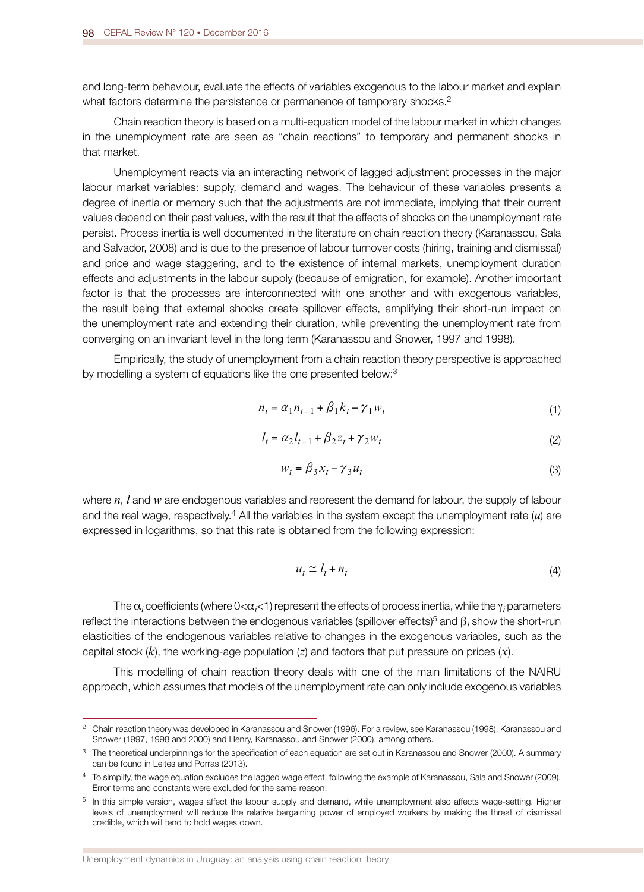and long-term behaviour, evaluate the effects of variables exogenous to the labour market and explain what factors determine the persistence or permanence of temporary shocks.[2]

Chain reaction theory is based on a multi-equation model of the labour market in which changes in the unemployment rate are seen as "chain reactions" to temporary and permanent shocks in that market.

Unemployment reacts via an interacting network of lagged adjustment processes in the major labour market variables: supply, demand and wages. The behaviour of these variables presents a degree of inertia or memory such that the adjustments are not immediate, implying that their current values depend on their past values, with the result that the effects of shocks on the unemployment rate persist. Process inertia is well documented in the literature on chain reaction theory (Karanassou, Sala and Salvador, 2008) and is due to the presence of labour turnover costs (hiring, training and dismissal) and price and wage staggering, and to the existence of internal markets, unemployment duration effects and adjustments in the labour supply (because of emigration, for example). Another important factor is that the processes are interconnected with one another and with exogenous variables, the result being that external shocks create spillover effects, amplifying their short-run impact on the unemployment rate and extending their duration, while preventing the unemployment rate from converging on an invariant level in the long term (Karanassou and Snower, 1997 and 1998).

Empirically, the study of unemployment from a chain reaction theory perspective is approached by modelling a system of equations like the one presented below:[3]

$$n_t = \alpha_1 n_{t-1} + \beta_1 k_t - \gamma_1 w_t \tag{1}$$

$$l_t = \alpha_2 l_{t-1} + \beta_2 z_t + \gamma_2 w_t \tag{2}$$

$$w_t = \beta_3 x_t - \gamma_3 u_t \tag{3}$$

where $n$, $l$ and $w$ are endogenous variables and represent the demand for labour, the supply of labour and the real wage, respectively.[4] All the variables in the system except the unemployment rate ($u$) are expressed in logarithms, so that this rate is obtained from the following expression:

$$u_t \cong l_t + n_t \tag{4}$$

The $\alpha_i$ coefficients (where $0<\alpha_i<1$) represent the effects of process inertia, while the $\gamma_i$ parameters reflect the interactions between the endogenous variables (spillover effects)[5] and $\beta_i$ show the short-run elasticities of the endogenous variables relative to changes in the exogenous variables, such as the capital stock ($k$), the working-age population ($z$) and factors that put pressure on prices ($x$).

This modelling of chain reaction theory deals with one of the main limitations of the NAIRU approach, which assumes that models of the unemployment rate can only include exogenous variables

---

[2] Chain reaction theory was developed in Karanassou and Snower (1996). For a review, see Karanassou (1998), Karanassou and Snower (1997, 1998 and 2000) and Henry, Karanassou and Snower (2000), among others.

[3] The theoretical underpinnings for the specification of each equation are set out in Karanassou and Snower (2000). A summary can be found in Leites and Porras (2013).

[4] To simplify, the wage equation excludes the lagged wage effect, following the example of Karanassou, Sala and Snower (2009). Error terms and constants were excluded for the same reason.

[5] In this simple version, wages affect the labour supply and demand, while unemployment also affects wage-setting. Higher levels of unemployment will reduce the relative bargaining power of employed workers by making the threat of dismissal credible, which will tend to hold wages down.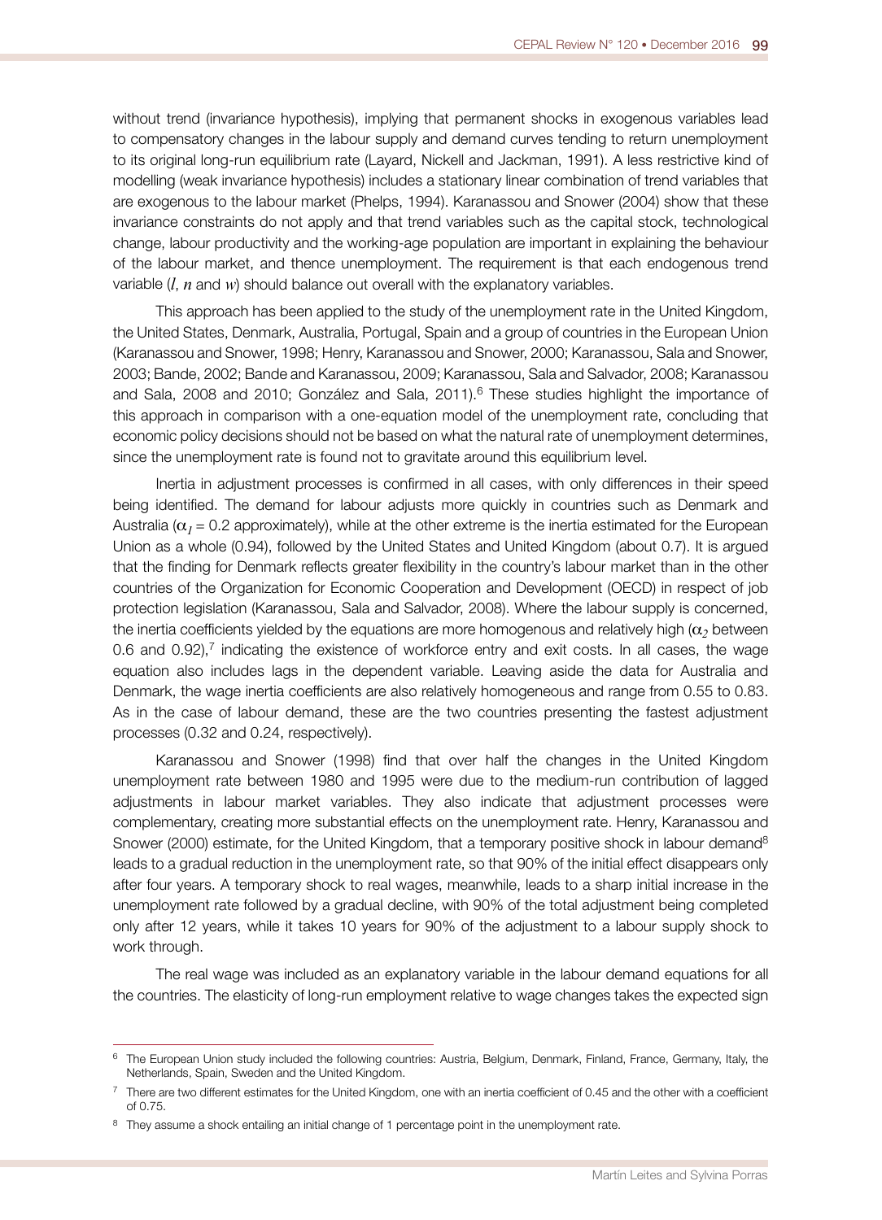without trend (invariance hypothesis), implying that permanent shocks in exogenous variables lead to compensatory changes in the labour supply and demand curves tending to return unemployment to its original long-run equilibrium rate (Layard, Nickell and Jackman, 1991). A less restrictive kind of modelling (weak invariance hypothesis) includes a stationary linear combination of trend variables that are exogenous to the labour market (Phelps, 1994). Karanassou and Snower (2004) show that these invariance constraints do not apply and that trend variables such as the capital stock, technological change, labour productivity and the working-age population are important in explaining the behaviour of the labour market, and thence unemployment. The requirement is that each endogenous trend variable ($l$, $n$ and $w$) should balance out overall with the explanatory variables.

This approach has been applied to the study of the unemployment rate in the United Kingdom, the United States, Denmark, Australia, Portugal, Spain and a group of countries in the European Union (Karanassou and Snower, 1998; Henry, Karanassou and Snower, 2000; Karanassou, Sala and Snower, 2003; Bande, 2002; Bande and Karanassou, 2009; Karanassou, Sala and Salvador, 2008; Karanassou and Sala, 2008 and 2010; González and Sala, 2011).[6] These studies highlight the importance of this approach in comparison with a one-equation model of the unemployment rate, concluding that economic policy decisions should not be based on what the natural rate of unemployment determines, since the unemployment rate is found not to gravitate around this equilibrium level.

Inertia in adjustment processes is confirmed in all cases, with only differences in their speed being identified. The demand for labour adjusts more quickly in countries such as Denmark and Australia ($\alpha_1 = 0.2$ approximately), while at the other extreme is the inertia estimated for the European Union as a whole (0.94), followed by the United States and United Kingdom (about 0.7). It is argued that the finding for Denmark reflects greater flexibility in the country's labour market than in the other countries of the Organization for Economic Cooperation and Development (OECD) in respect of job protection legislation (Karanassou, Sala and Salvador, 2008). Where the labour supply is concerned, the inertia coefficients yielded by the equations are more homogenous and relatively high ($\alpha_2$ between 0.6 and 0.92),[7] indicating the existence of workforce entry and exit costs. In all cases, the wage equation also includes lags in the dependent variable. Leaving aside the data for Australia and Denmark, the wage inertia coefficients are also relatively homogeneous and range from 0.55 to 0.83. As in the case of labour demand, these are the two countries presenting the fastest adjustment processes (0.32 and 0.24, respectively).

Karanassou and Snower (1998) find that over half the changes in the United Kingdom unemployment rate between 1980 and 1995 were due to the medium-run contribution of lagged adjustments in labour market variables. They also indicate that adjustment processes were complementary, creating more substantial effects on the unemployment rate. Henry, Karanassou and Snower (2000) estimate, for the United Kingdom, that a temporary positive shock in labour demand[8] leads to a gradual reduction in the unemployment rate, so that 90% of the initial effect disappears only after four years. A temporary shock to real wages, meanwhile, leads to a sharp initial increase in the unemployment rate followed by a gradual decline, with 90% of the total adjustment being completed only after 12 years, while it takes 10 years for 90% of the adjustment to a labour supply shock to work through.

The real wage was included as an explanatory variable in the labour demand equations for all the countries. The elasticity of long-run employment relative to wage changes takes the expected sign

---

[6] The European Union study included the following countries: Austria, Belgium, Denmark, Finland, France, Germany, Italy, the Netherlands, Spain, Sweden and the United Kingdom.

[7] There are two different estimates for the United Kingdom, one with an inertia coefficient of 0.45 and the other with a coefficient of 0.75.

[8] They assume a shock entailing an initial change of 1 percentage point in the unemployment rate.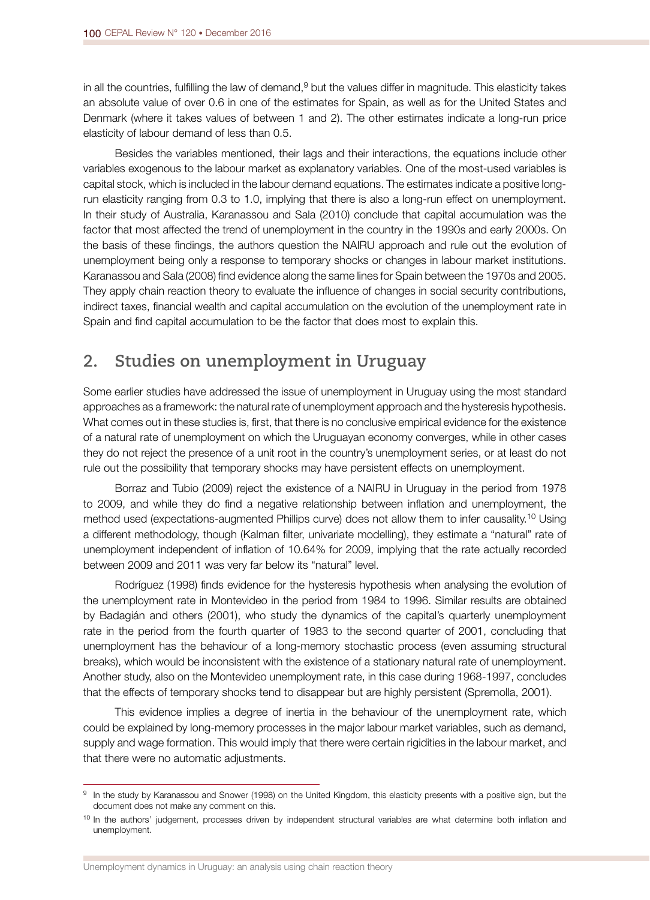in all the countries, fulfilling the law of demand,[9] but the values differ in magnitude. This elasticity takes an absolute value of over 0.6 in one of the estimates for Spain, as well as for the United States and Denmark (where it takes values of between 1 and 2). The other estimates indicate a long-run price elasticity of labour demand of less than 0.5.

Besides the variables mentioned, their lags and their interactions, the equations include other variables exogenous to the labour market as explanatory variables. One of the most-used variables is capital stock, which is included in the labour demand equations. The estimates indicate a positive long-run elasticity ranging from 0.3 to 1.0, implying that there is also a long-run effect on unemployment. In their study of Australia, Karanassou and Sala (2010) conclude that capital accumulation was the factor that most affected the trend of unemployment in the country in the 1990s and early 2000s. On the basis of these findings, the authors question the NAIRU approach and rule out the evolution of unemployment being only a response to temporary shocks or changes in labour market institutions. Karanassou and Sala (2008) find evidence along the same lines for Spain between the 1970s and 2005. They apply chain reaction theory to evaluate the influence of changes in social security contributions, indirect taxes, financial wealth and capital accumulation on the evolution of the unemployment rate in Spain and find capital accumulation to be the factor that does most to explain this.

## 2. Studies on unemployment in Uruguay

Some earlier studies have addressed the issue of unemployment in Uruguay using the most standard approaches as a framework: the natural rate of unemployment approach and the hysteresis hypothesis. What comes out in these studies is, first, that there is no conclusive empirical evidence for the existence of a natural rate of unemployment on which the Uruguayan economy converges, while in other cases they do not reject the presence of a unit root in the country's unemployment series, or at least do not rule out the possibility that temporary shocks may have persistent effects on unemployment.

Borraz and Tubio (2009) reject the existence of a NAIRU in Uruguay in the period from 1978 to 2009, and while they do find a negative relationship between inflation and unemployment, the method used (expectations-augmented Phillips curve) does not allow them to infer causality.[10] Using a different methodology, though (Kalman filter, univariate modelling), they estimate a "natural" rate of unemployment independent of inflation of 10.64% for 2009, implying that the rate actually recorded between 2009 and 2011 was very far below its "natural" level.

Rodríguez (1998) finds evidence for the hysteresis hypothesis when analysing the evolution of the unemployment rate in Montevideo in the period from 1984 to 1996. Similar results are obtained by Badagián and others (2001), who study the dynamics of the capital's quarterly unemployment rate in the period from the fourth quarter of 1983 to the second quarter of 2001, concluding that unemployment has the behaviour of a long-memory stochastic process (even assuming structural breaks), which would be inconsistent with the existence of a stationary natural rate of unemployment. Another study, also on the Montevideo unemployment rate, in this case during 1968-1997, concludes that the effects of temporary shocks tend to disappear but are highly persistent (Spremolla, 2001).

This evidence implies a degree of inertia in the behaviour of the unemployment rate, which could be explained by long-memory processes in the major labour market variables, such as demand, supply and wage formation. This would imply that there were certain rigidities in the labour market, and that there were no automatic adjustments.

---

[9] In the study by Karanassou and Snower (1998) on the United Kingdom, this elasticity presents with a positive sign, but the document does not make any comment on this.

[10] In the authors' judgement, processes driven by independent structural variables are what determine both inflation and unemployment.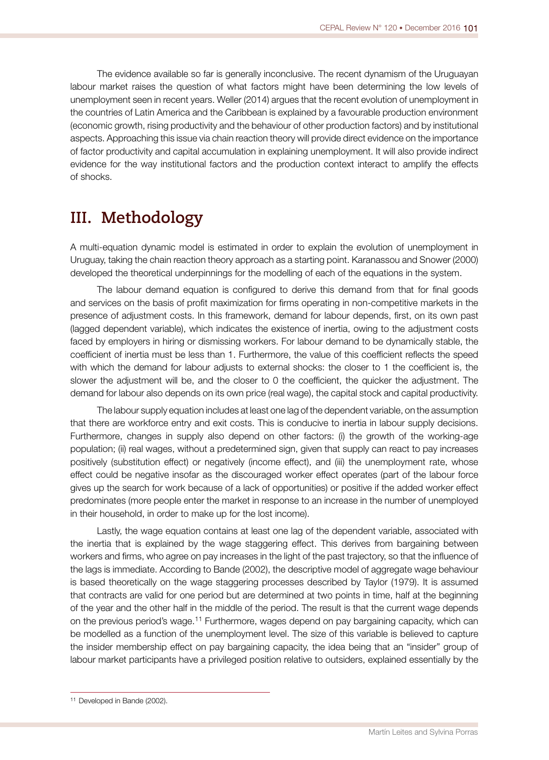The evidence available so far is generally inconclusive. The recent dynamism of the Uruguayan labour market raises the question of what factors might have been determining the low levels of unemployment seen in recent years. Weller (2014) argues that the recent evolution of unemployment in the countries of Latin America and the Caribbean is explained by a favourable production environment (economic growth, rising productivity and the behaviour of other production factors) and by institutional aspects. Approaching this issue via chain reaction theory will provide direct evidence on the importance of factor productivity and capital accumulation in explaining unemployment. It will also provide indirect evidence for the way institutional factors and the production context interact to amplify the effects of shocks.

# III. Methodology

A multi-equation dynamic model is estimated in order to explain the evolution of unemployment in Uruguay, taking the chain reaction theory approach as a starting point. Karanassou and Snower (2000) developed the theoretical underpinnings for the modelling of each of the equations in the system.

The labour demand equation is configured to derive this demand from that for final goods and services on the basis of profit maximization for firms operating in non-competitive markets in the presence of adjustment costs. In this framework, demand for labour depends, first, on its own past (lagged dependent variable), which indicates the existence of inertia, owing to the adjustment costs faced by employers in hiring or dismissing workers. For labour demand to be dynamically stable, the coefficient of inertia must be less than 1. Furthermore, the value of this coefficient reflects the speed with which the demand for labour adjusts to external shocks: the closer to 1 the coefficient is, the slower the adjustment will be, and the closer to 0 the coefficient, the quicker the adjustment. The demand for labour also depends on its own price (real wage), the capital stock and capital productivity.

The labour supply equation includes at least one lag of the dependent variable, on the assumption that there are workforce entry and exit costs. This is conducive to inertia in labour supply decisions. Furthermore, changes in supply also depend on other factors: (i) the growth of the working-age population; (ii) real wages, without a predetermined sign, given that supply can react to pay increases positively (substitution effect) or negatively (income effect), and (iii) the unemployment rate, whose effect could be negative insofar as the discouraged worker effect operates (part of the labour force gives up the search for work because of a lack of opportunities) or positive if the added worker effect predominates (more people enter the market in response to an increase in the number of unemployed in their household, in order to make up for the lost income).

Lastly, the wage equation contains at least one lag of the dependent variable, associated with the inertia that is explained by the wage staggering effect. This derives from bargaining between workers and firms, who agree on pay increases in the light of the past trajectory, so that the influence of the lags is immediate. According to Bande (2002), the descriptive model of aggregate wage behaviour is based theoretically on the wage staggering processes described by Taylor (1979). It is assumed that contracts are valid for one period but are determined at two points in time, half at the beginning of the year and the other half in the middle of the period. The result is that the current wage depends on the previous period's wage.[11] Furthermore, wages depend on pay bargaining capacity, which can be modelled as a function of the unemployment level. The size of this variable is believed to capture the insider membership effect on pay bargaining capacity, the idea being that an "insider" group of labour market participants have a privileged position relative to outsiders, explained essentially by the

[11] Developed in Bande (2002).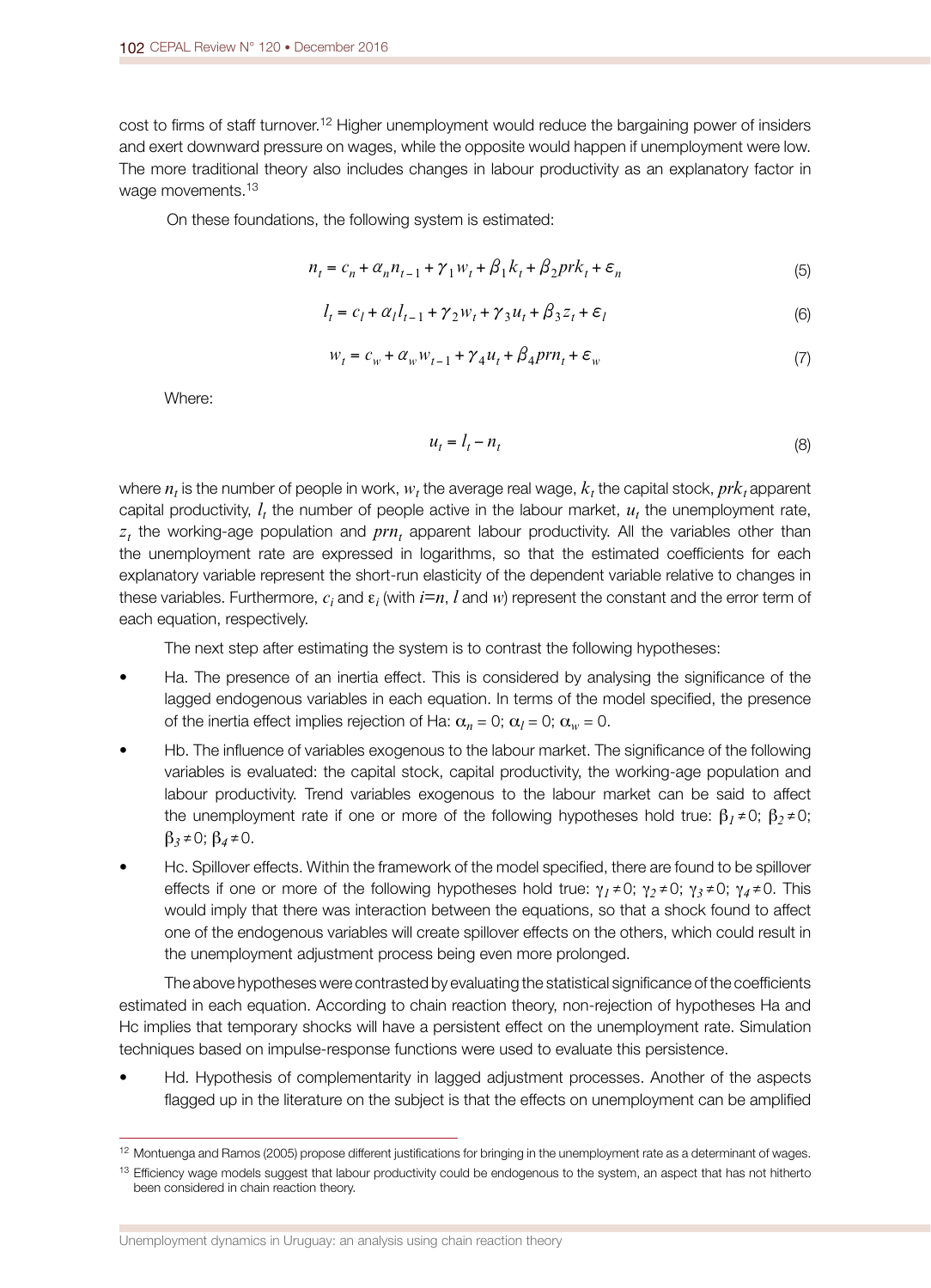cost to firms of staff turnover.[12] Higher unemployment would reduce the bargaining power of insiders and exert downward pressure on wages, while the opposite would happen if unemployment were low. The more traditional theory also includes changes in labour productivity as an explanatory factor in wage movements.[13]

On these foundations, the following system is estimated:

$$n_t = c_n + \alpha_n n_{t-1} + \gamma_1 w_t + \beta_1 k_t + \beta_2 prk_t + \varepsilon_n \tag{5}$$

$$l_t = c_l + \alpha_l l_{t-1} + \gamma_2 w_t + \gamma_3 u_t + \beta_3 z_t + \varepsilon_l \tag{6}$$

$$w_t = c_w + \alpha_w w_{t-1} + \gamma_4 u_t + \beta_4 prn_t + \varepsilon_w \tag{7}$$

Where:

$$u_t = l_t - n_t \tag{8}$$

where $n_t$ is the number of people in work, $w_t$ the average real wage, $k_t$ the capital stock, $prk_t$ apparent capital productivity, $l_t$ the number of people active in the labour market, $u_t$ the unemployment rate, $z_t$ the working-age population and $prn_t$ apparent labour productivity. All the variables other than the unemployment rate are expressed in logarithms, so that the estimated coefficients for each explanatory variable represent the short-run elasticity of the dependent variable relative to changes in these variables. Furthermore, $c_i$ and $\varepsilon_i$ (with $i$=$n$, $l$ and $w$) represent the constant and the error term of each equation, respectively.

The next step after estimating the system is to contrast the following hypotheses:

- Ha. The presence of an inertia effect. This is considered by analysing the significance of the lagged endogenous variables in each equation. In terms of the model specified, the presence of the inertia effect implies rejection of Ha: $\alpha_n = 0$; $\alpha_l = 0$; $\alpha_w = 0$.
- Hb. The influence of variables exogenous to the labour market. The significance of the following variables is evaluated: the capital stock, capital productivity, the working-age population and labour productivity. Trend variables exogenous to the labour market can be said to affect the unemployment rate if one or more of the following hypotheses hold true: $\beta_1 \neq 0$; $\beta_2 \neq 0$; $\beta_3 \neq 0$; $\beta_4 \neq 0$.
- Hc. Spillover effects. Within the framework of the model specified, there are found to be spillover effects if one or more of the following hypotheses hold true: $\gamma_1 \neq 0$; $\gamma_2 \neq 0$; $\gamma_3 \neq 0$; $\gamma_4 \neq 0$. This would imply that there was interaction between the equations, so that a shock found to affect one of the endogenous variables will create spillover effects on the others, which could result in the unemployment adjustment process being even more prolonged.

The above hypotheses were contrasted by evaluating the statistical significance of the coefficients estimated in each equation. According to chain reaction theory, non-rejection of hypotheses Ha and Hc implies that temporary shocks will have a persistent effect on the unemployment rate. Simulation techniques based on impulse-response functions were used to evaluate this persistence.

- Hd. Hypothesis of complementarity in lagged adjustment processes. Another of the aspects flagged up in the literature on the subject is that the effects on unemployment can be amplified

---

[12] Montuenga and Ramos (2005) propose different justifications for bringing in the unemployment rate as a determinant of wages.

[13] Efficiency wage models suggest that labour productivity could be endogenous to the system, an aspect that has not hitherto been considered in chain reaction theory.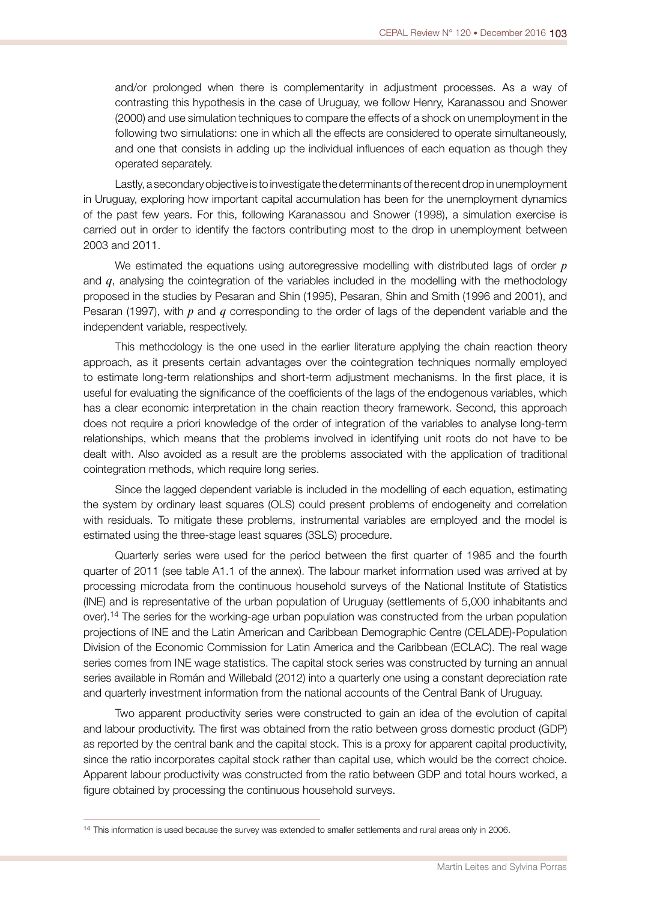and/or prolonged when there is complementarity in adjustment processes. As a way of contrasting this hypothesis in the case of Uruguay, we follow Henry, Karanassou and Snower (2000) and use simulation techniques to compare the effects of a shock on unemployment in the following two simulations: one in which all the effects are considered to operate simultaneously, and one that consists in adding up the individual influences of each equation as though they operated separately.

Lastly, a secondary objective is to investigate the determinants of the recent drop in unemployment in Uruguay, exploring how important capital accumulation has been for the unemployment dynamics of the past few years. For this, following Karanassou and Snower (1998), a simulation exercise is carried out in order to identify the factors contributing most to the drop in unemployment between 2003 and 2011.

We estimated the equations using autoregressive modelling with distributed lags of order $p$ and $q$, analysing the cointegration of the variables included in the modelling with the methodology proposed in the studies by Pesaran and Shin (1995), Pesaran, Shin and Smith (1996 and 2001), and Pesaran (1997), with $p$ and $q$ corresponding to the order of lags of the dependent variable and the independent variable, respectively.

This methodology is the one used in the earlier literature applying the chain reaction theory approach, as it presents certain advantages over the cointegration techniques normally employed to estimate long-term relationships and short-term adjustment mechanisms. In the first place, it is useful for evaluating the significance of the coefficients of the lags of the endogenous variables, which has a clear economic interpretation in the chain reaction theory framework. Second, this approach does not require a priori knowledge of the order of integration of the variables to analyse long-term relationships, which means that the problems involved in identifying unit roots do not have to be dealt with. Also avoided as a result are the problems associated with the application of traditional cointegration methods, which require long series.

Since the lagged dependent variable is included in the modelling of each equation, estimating the system by ordinary least squares (OLS) could present problems of endogeneity and correlation with residuals. To mitigate these problems, instrumental variables are employed and the model is estimated using the three-stage least squares (3SLS) procedure.

Quarterly series were used for the period between the first quarter of 1985 and the fourth quarter of 2011 (see table A1.1 of the annex). The labour market information used was arrived at by processing microdata from the continuous household surveys of the National Institute of Statistics (INE) and is representative of the urban population of Uruguay (settlements of 5,000 inhabitants and over).[14] The series for the working-age urban population was constructed from the urban population projections of INE and the Latin American and Caribbean Demographic Centre (CELADE)-Population Division of the Economic Commission for Latin America and the Caribbean (ECLAC). The real wage series comes from INE wage statistics. The capital stock series was constructed by turning an annual series available in Román and Willebald (2012) into a quarterly one using a constant depreciation rate and quarterly investment information from the national accounts of the Central Bank of Uruguay.

Two apparent productivity series were constructed to gain an idea of the evolution of capital and labour productivity. The first was obtained from the ratio between gross domestic product (GDP) as reported by the central bank and the capital stock. This is a proxy for apparent capital productivity, since the ratio incorporates capital stock rather than capital use, which would be the correct choice. Apparent labour productivity was constructed from the ratio between GDP and total hours worked, a figure obtained by processing the continuous household surveys.

---

[14] This information is used because the survey was extended to smaller settlements and rural areas only in 2006.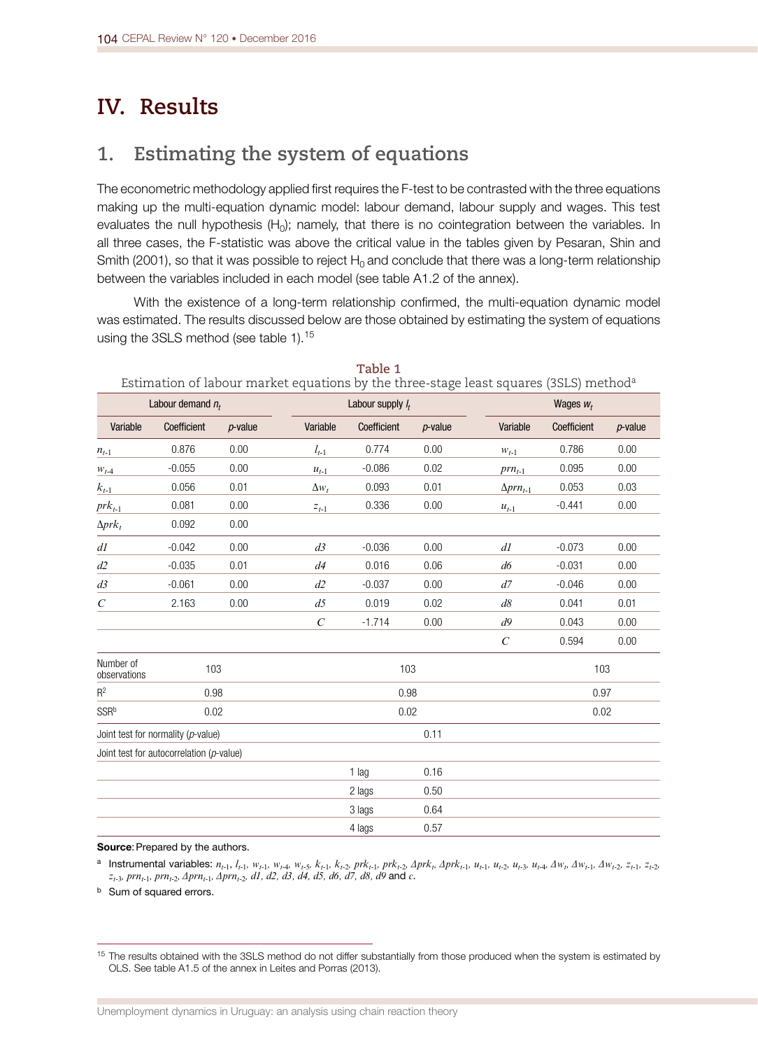# IV. Results

## 1. Estimating the system of equations

The econometric methodology applied first requires the F-test to be contrasted with the three equations making up the multi-equation dynamic model: labour demand, labour supply and wages. This test evaluates the null hypothesis ($H_0$); namely, that there is no cointegration between the variables. In all three cases, the F-statistic was above the critical value in the tables given by Pesaran, Shin and Smith (2001), so that it was possible to reject $H_0$ and conclude that there was a long-term relationship between the variables included in each model (see table A1.2 of the annex).

With the existence of a long-term relationship confirmed, the multi-equation dynamic model was estimated. The results discussed below are those obtained by estimating the system of equations using the 3SLS method (see table 1).[15]

**Table 1**

Estimation of labour market equations by the three-stage least squares (3SLS) method[a]

| Labour demand $n_t$ | | | Labour supply $l_t$ | | | Wages $w_t$ | | |
|---|---|---|---|---|---|---|---|---|
| Variable | Coefficient | *p*-value | Variable | Coefficient | *p*-value | Variable | Coefficient | *p*-value |
| $n_{t-1}$ | 0.876 | 0.00 | $l_{t-1}$ | 0.774 | 0.00 | $w_{t-1}$ | 0.786 | 0.00 |
| $w_{t-4}$ | -0.055 | 0.00 | $u_{t-1}$ | -0.086 | 0.02 | $prn_{t-1}$ | 0.095 | 0.00 |
| $k_{t-1}$ | 0.056 | 0.01 | $\Delta w_t$ | 0.093 | 0.01 | $\Delta prn_{t-1}$ | 0.053 | 0.03 |
| $prk_{t-1}$ | 0.081 | 0.00 | $z_{t-1}$ | 0.336 | 0.00 | $u_{t-1}$ | -0.441 | 0.00 |
| $\Delta prk_t$ | 0.092 | 0.00 | | | | | | |
| $d1$ | -0.042 | 0.00 | $d3$ | -0.036 | 0.00 | $d1$ | -0.073 | 0.00 |
| $d2$ | -0.035 | 0.01 | $d4$ | 0.016 | 0.06 | $d6$ | -0.031 | 0.00 |
| $d3$ | -0.061 | 0.00 | $d2$ | -0.037 | 0.00 | $d7$ | -0.046 | 0.00 |
| $C$ | 2.163 | 0.00 | $d5$ | 0.019 | 0.02 | $d8$ | 0.041 | 0.01 |
| | | | $C$ | -1.714 | 0.00 | $d9$ | 0.043 | 0.00 |
| | | | | | | $C$ | 0.594 | 0.00 |
| Number of observations | 103 | | | 103 | | | 103 | |
| $R^2$ | 0.98 | | | 0.98 | | | 0.97 | |
| SSR[b] | 0.02 | | | 0.02 | | | 0.02 | |
| Joint test for normality (*p*-value) | | | | | 0.11 | | | |
| Joint test for autocorrelation (*p*-value) | | | | | | | | |
| | | | | 1 lag | 0.16 | | | |
| | | | | 2 lags | 0.50 | | | |
| | | | | 3 lags | 0.64 | | | |
| | | | | 4 lags | 0.57 | | | |

**Source**: Prepared by the authors.

[a] Instrumental variables: $n_{t-1}$, $l_{t-1}$, $w_{t-1}$, $w_{t-4}$, $w_{t-5}$, $k_{t-1}$, $k_{t-2}$, $prk_{t-1}$, $prk_{t-2}$, $\Delta prk_t$, $\Delta prk_{t-1}$, $u_{t-1}$, $u_{t-2}$, $u_{t-3}$, $u_{t-4}$, $\Delta w_t$, $\Delta w_{t-1}$, $\Delta w_{t-2}$, $z_{t-1}$, $z_{t-2}$, $z_{t-3}$, $prn_{t-1}$, $prn_{t-2}$, $\Delta prn_{t-1}$, $\Delta prn_{t-2}$, $d1$, $d2$, $d3$, $d4$, $d5$, $d6$, $d7$, $d8$, $d9$ and $c$.

[b] Sum of squared errors.

[15] The results obtained with the 3SLS method do not differ substantially from those produced when the system is estimated by OLS. See table A1.5 of the annex in Leites and Porras (2013).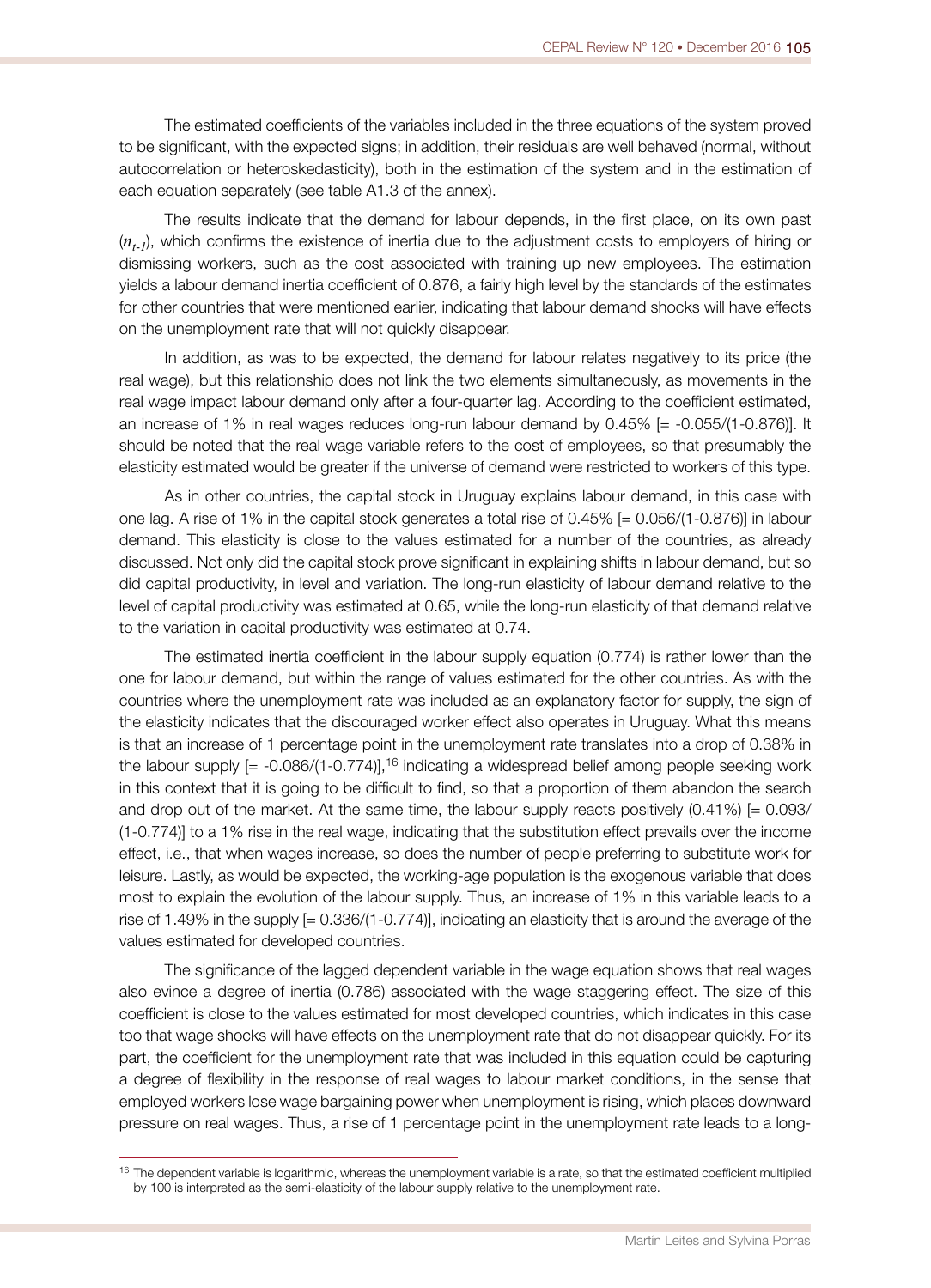The estimated coefficients of the variables included in the three equations of the system proved to be significant, with the expected signs; in addition, their residuals are well behaved (normal, without autocorrelation or heteroskedasticity), both in the estimation of the system and in the estimation of each equation separately (see table A1.3 of the annex).

The results indicate that the demand for labour depends, in the first place, on its own past ($n_{t-1}$), which confirms the existence of inertia due to the adjustment costs to employers of hiring or dismissing workers, such as the cost associated with training up new employees. The estimation yields a labour demand inertia coefficient of 0.876, a fairly high level by the standards of the estimates for other countries that were mentioned earlier, indicating that labour demand shocks will have effects on the unemployment rate that will not quickly disappear.

In addition, as was to be expected, the demand for labour relates negatively to its price (the real wage), but this relationship does not link the two elements simultaneously, as movements in the real wage impact labour demand only after a four-quarter lag. According to the coefficient estimated, an increase of 1% in real wages reduces long-run labour demand by 0.45% [= -0.055/(1-0.876)]. It should be noted that the real wage variable refers to the cost of employees, so that presumably the elasticity estimated would be greater if the universe of demand were restricted to workers of this type.

As in other countries, the capital stock in Uruguay explains labour demand, in this case with one lag. A rise of 1% in the capital stock generates a total rise of 0.45% [= 0.056/(1-0.876)] in labour demand. This elasticity is close to the values estimated for a number of the countries, as already discussed. Not only did the capital stock prove significant in explaining shifts in labour demand, but so did capital productivity, in level and variation. The long-run elasticity of labour demand relative to the level of capital productivity was estimated at 0.65, while the long-run elasticity of that demand relative to the variation in capital productivity was estimated at 0.74.

The estimated inertia coefficient in the labour supply equation (0.774) is rather lower than the one for labour demand, but within the range of values estimated for the other countries. As with the countries where the unemployment rate was included as an explanatory factor for supply, the sign of the elasticity indicates that the discouraged worker effect also operates in Uruguay. What this means is that an increase of 1 percentage point in the unemployment rate translates into a drop of 0.38% in the labour supply [= -0.086/(1-0.774)],[16] indicating a widespread belief among people seeking work in this context that it is going to be difficult to find, so that a proportion of them abandon the search and drop out of the market. At the same time, the labour supply reacts positively (0.41%) [= 0.093/(1-0.774)] to a 1% rise in the real wage, indicating that the substitution effect prevails over the income effect, i.e., that when wages increase, so does the number of people preferring to substitute work for leisure. Lastly, as would be expected, the working-age population is the exogenous variable that does most to explain the evolution of the labour supply. Thus, an increase of 1% in this variable leads to a rise of 1.49% in the supply [= 0.336/(1-0.774)], indicating an elasticity that is around the average of the values estimated for developed countries.

The significance of the lagged dependent variable in the wage equation shows that real wages also evince a degree of inertia (0.786) associated with the wage staggering effect. The size of this coefficient is close to the values estimated for most developed countries, which indicates in this case too that wage shocks will have effects on the unemployment rate that do not disappear quickly. For its part, the coefficient for the unemployment rate that was included in this equation could be capturing a degree of flexibility in the response of real wages to labour market conditions, in the sense that employed workers lose wage bargaining power when unemployment is rising, which places downward pressure on real wages. Thus, a rise of 1 percentage point in the unemployment rate leads to a long-

[16] The dependent variable is logarithmic, whereas the unemployment variable is a rate, so that the estimated coefficient multiplied by 100 is interpreted as the semi-elasticity of the labour supply relative to the unemployment rate.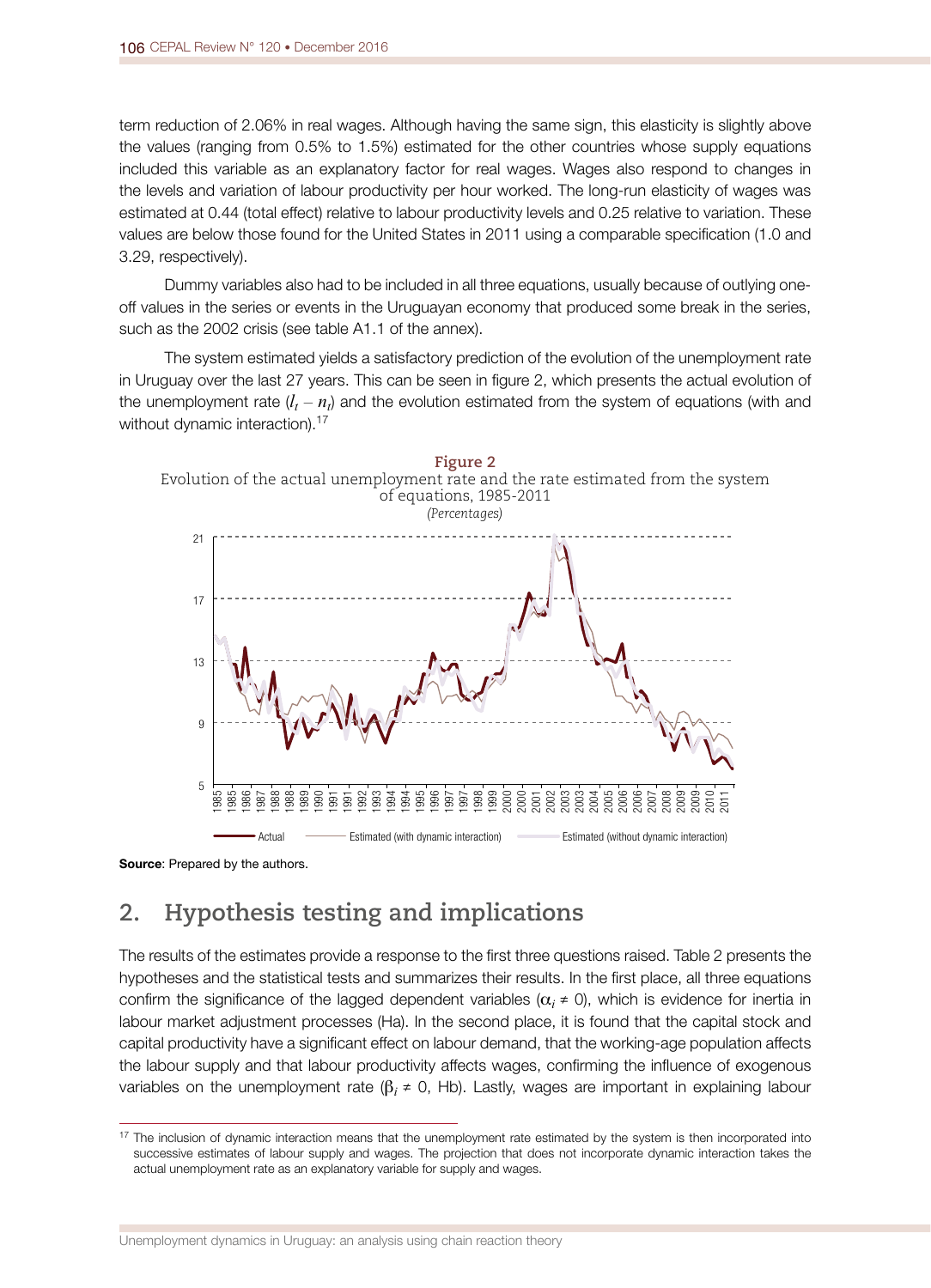term reduction of 2.06% in real wages. Although having the same sign, this elasticity is slightly above the values (ranging from 0.5% to 1.5%) estimated for the other countries whose supply equations included this variable as an explanatory factor for real wages. Wages also respond to changes in the levels and variation of labour productivity per hour worked. The long-run elasticity of wages was estimated at 0.44 (total effect) relative to labour productivity levels and 0.25 relative to variation. These values are below those found for the United States in 2011 using a comparable specification (1.0 and 3.29, respectively).

Dummy variables also had to be included in all three equations, usually because of outlying one-off values in the series or events in the Uruguayan economy that produced some break in the series, such as the 2002 crisis (see table A1.1 of the annex).

The system estimated yields a satisfactory prediction of the evolution of the unemployment rate in Uruguay over the last 27 years. This can be seen in figure 2, which presents the actual evolution of the unemployment rate ($l_t - n_t$) and the evolution estimated from the system of equations (with and without dynamic interaction).[17]

**Figure 2**
Evolution of the actual unemployment rate and the rate estimated from the system of equations, 1985-2011
*(Percentages)*

**Source**: Prepared by the authors.

## 2. Hypothesis testing and implications

The results of the estimates provide a response to the first three questions raised. Table 2 presents the hypotheses and the statistical tests and summarizes their results. In the first place, all three equations confirm the significance of the lagged dependent variables ($\alpha_i \neq 0$), which is evidence for inertia in labour market adjustment processes (Ha). In the second place, it is found that the capital stock and capital productivity have a significant effect on labour demand, that the working-age population affects the labour supply and that labour productivity affects wages, confirming the influence of exogenous variables on the unemployment rate ($\beta_i \neq 0$, Hb). Lastly, wages are important in explaining labour

[17] The inclusion of dynamic interaction means that the unemployment rate estimated by the system is then incorporated into successive estimates of labour supply and wages. The projection that does not incorporate dynamic interaction takes the actual unemployment rate as an explanatory variable for supply and wages.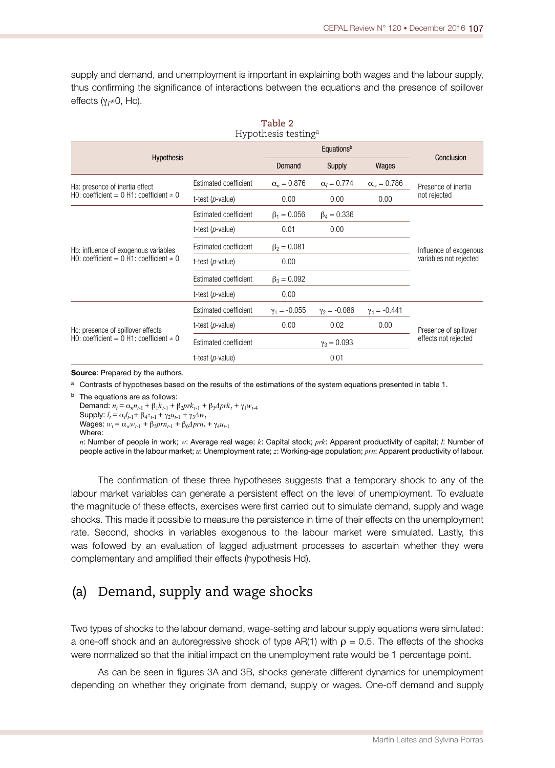supply and demand, and unemployment is important in explaining both wages and the labour supply, thus confirming the significance of interactions between the equations and the presence of spillover effects ($\gamma_i \neq 0$, Hc).

**Table 2**
Hypothesis testing[a]

| Hypothesis | | Equations[b] | | | Conclusion |
|---|---|---|---|---|---|
| | | Demand | Supply | Wages | |
| Ha: presence of inertia effect H0: coefficient = 0 H1: coefficient ≠ 0 | Estimated coefficient | $\alpha_n = 0.876$ | $\alpha_l = 0.774$ | $\alpha_w = 0.786$ | Presence of inertia not rejected |
| | t-test (*p*-value) | 0.00 | 0.00 | 0.00 | |
| Hb: influence of exogenous variables H0: coefficient = 0 H1: coefficient ≠ 0 | Estimated coefficient | $\beta_1 = 0.056$ | $\beta_4 = 0.336$ | | Influence of exogenous variables not rejected |
| | t-test (*p*-value) | 0.01 | 0.00 | | |
| | Estimated coefficient | $\beta_2 = 0.081$ | | | |
| | t-test (*p*-value) | 0.00 | | | |
| | Estimated coefficient | $\beta_3 = 0.092$ | | | |
| | t-test (*p*-value) | 0.00 | | | |
| Hc: presence of spillover effects H0: coefficient = 0 H1: coefficient ≠ 0 | Estimated coefficient | $\gamma_1 = -0.055$ | $\gamma_2 = -0.086$ | $\gamma_4 = -0.441$ | Presence of spillover effects not rejected |
| | t-test (*p*-value) | 0.00 | 0.02 | 0.00 | |
| | Estimated coefficient | | $\gamma_3 = 0.093$ | | |
| | t-test (*p*-value) | | 0.01 | | |

**Source**: Prepared by the authors.

[a] Contrasts of hypotheses based on the results of the estimations of the system equations presented in table 1.

[b] The equations are as follows:
Demand: $n_t = \alpha_n n_{t-1} + \beta_1 k_{t-1} + \beta_2 prk_{t-1} + \beta_3 \Delta prk_t + \gamma_1 w_{t-4}$
Supply: $l_t = \alpha_l l_{t-1} + \beta_4 z_{t-1} + \gamma_2 u_{t-1} + \gamma_3 \Delta w_t$
Wages: $w_t = \alpha_w w_{t-1} + \beta_5 prn_{t-1} + \beta_6 \Delta prn_t + \gamma_4 u_{t-1}$
Where:
$n$: Number of people in work; $w$: Average real wage; $k$: Capital stock; $prk$: Apparent productivity of capital; $l$: Number of people active in the labour market; $u$: Unemployment rate; $z$: Working-age population; $prn$: Apparent productivity of labour.

The confirmation of these three hypotheses suggests that a temporary shock to any of the labour market variables can generate a persistent effect on the level of unemployment. To evaluate the magnitude of these effects, exercises were first carried out to simulate demand, supply and wage shocks. This made it possible to measure the persistence in time of their effects on the unemployment rate. Second, shocks in variables exogenous to the labour market were simulated. Lastly, this was followed by an evaluation of lagged adjustment processes to ascertain whether they were complementary and amplified their effects (hypothesis Hd).

## (a) Demand, supply and wage shocks

Two types of shocks to the labour demand, wage-setting and labour supply equations were simulated: a one-off shock and an autoregressive shock of type AR(1) with $\rho = 0.5$. The effects of the shocks were normalized so that the initial impact on the unemployment rate would be 1 percentage point.

As can be seen in figures 3A and 3B, shocks generate different dynamics for unemployment depending on whether they originate from demand, supply or wages. One-off demand and supply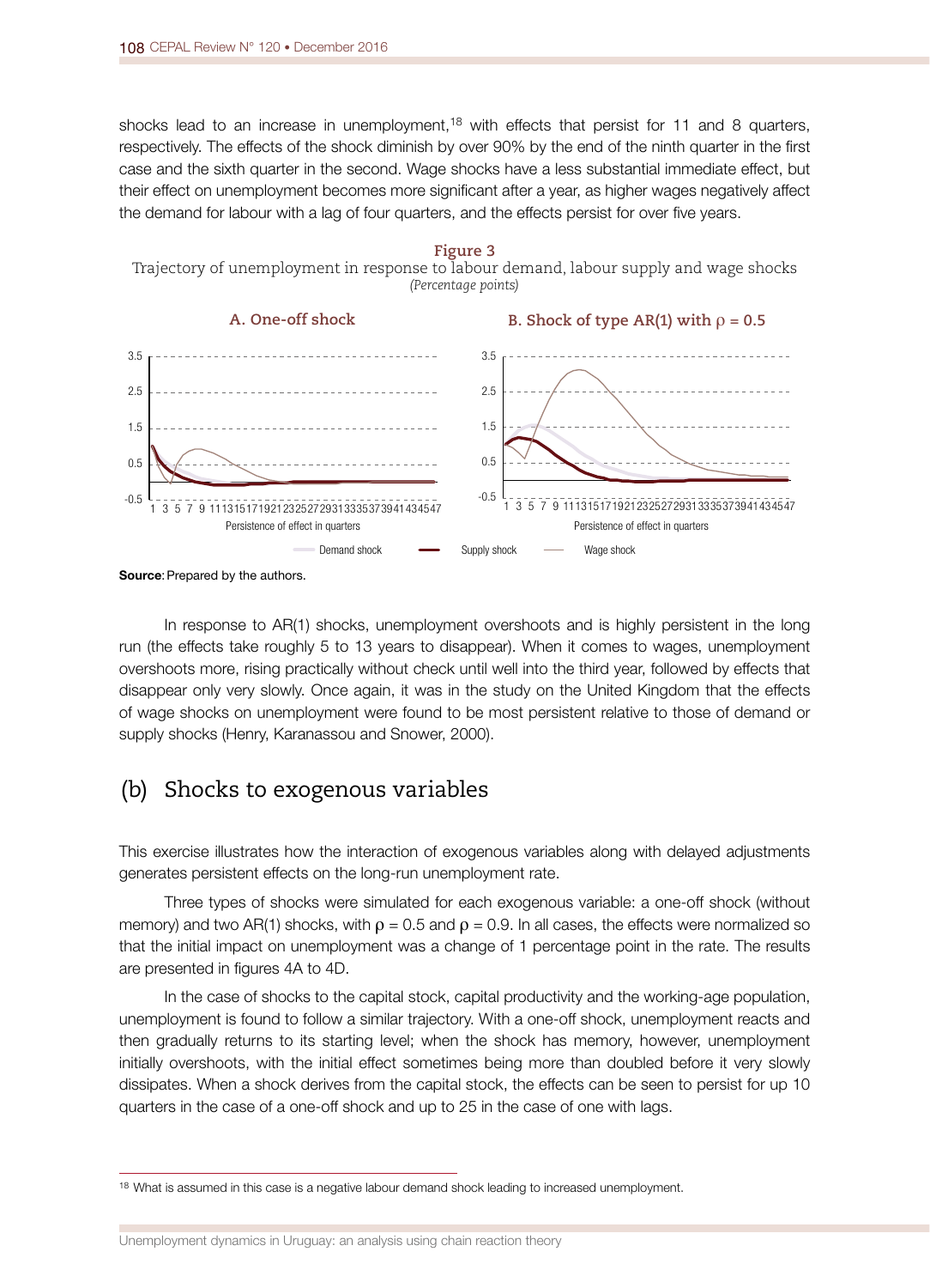shocks lead to an increase in unemployment,[18] with effects that persist for 11 and 8 quarters, respectively. The effects of the shock diminish by over 90% by the end of the ninth quarter in the first case and the sixth quarter in the second. Wage shocks have a less substantial immediate effect, but their effect on unemployment becomes more significant after a year, as higher wages negatively affect the demand for labour with a lag of four quarters, and the effects persist for over five years.

**Figure 3**
Trajectory of unemployment in response to labour demand, labour supply and wage shocks
*(Percentage points)*

**A. One-off shock**

**B. Shock of type AR(1) with $\rho$ = 0.5**

Persistence of effect in quarters

Demand shock — Supply shock — Wage shock

**Source**: Prepared by the authors.

In response to AR(1) shocks, unemployment overshoots and is highly persistent in the long run (the effects take roughly 5 to 13 years to disappear). When it comes to wages, unemployment overshoots more, rising practically without check until well into the third year, followed by effects that disappear only very slowly. Once again, it was in the study on the United Kingdom that the effects of wage shocks on unemployment were found to be most persistent relative to those of demand or supply shocks (Henry, Karanassou and Snower, 2000).

## (b) Shocks to exogenous variables

This exercise illustrates how the interaction of exogenous variables along with delayed adjustments generates persistent effects on the long-run unemployment rate.

Three types of shocks were simulated for each exogenous variable: a one-off shock (without memory) and two AR(1) shocks, with $\rho = 0.5$ and $\rho = 0.9$. In all cases, the effects were normalized so that the initial impact on unemployment was a change of 1 percentage point in the rate. The results are presented in figures 4A to 4D.

In the case of shocks to the capital stock, capital productivity and the working-age population, unemployment is found to follow a similar trajectory. With a one-off shock, unemployment reacts and then gradually returns to its starting level; when the shock has memory, however, unemployment initially overshoots, with the initial effect sometimes being more than doubled before it very slowly dissipates. When a shock derives from the capital stock, the effects can be seen to persist for up 10 quarters in the case of a one-off shock and up to 25 in the case of one with lags.

[18] What is assumed in this case is a negative labour demand shock leading to increased unemployment.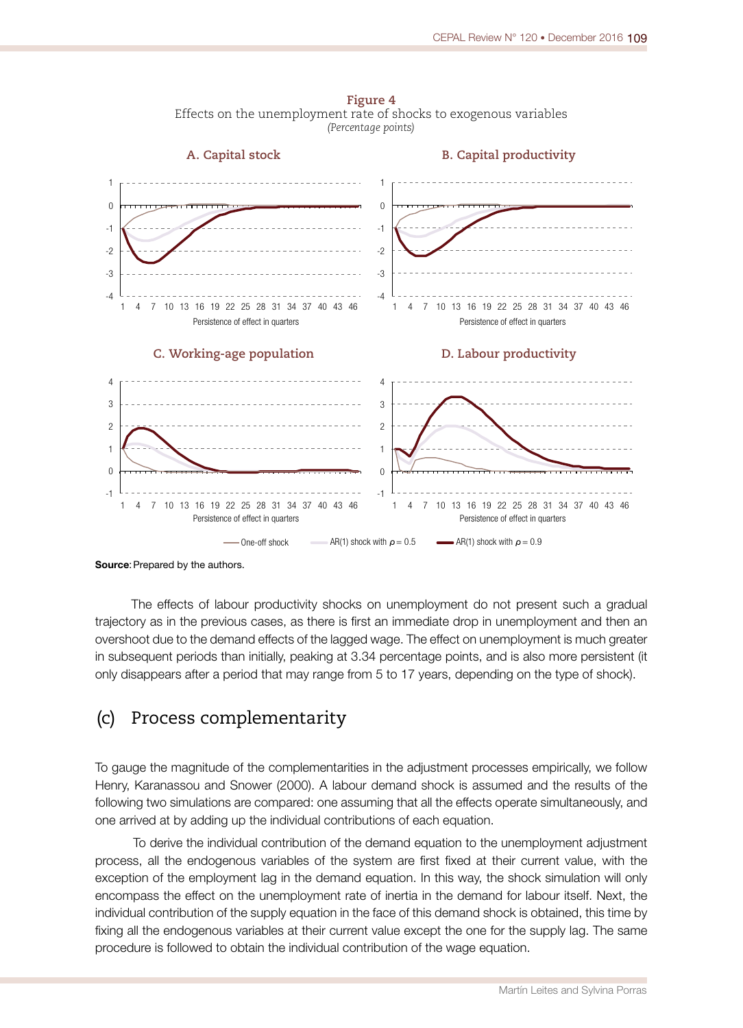**Figure 4**
Effects on the unemployment rate of shocks to exogenous variables
*(Percentage points)*

**A. Capital stock** | **B. Capital productivity** | **C. Working-age population** | **D. Labour productivity**

Persistence of effect in quarters

One-off shock — AR(1) shock with $\rho = 0.5$ — AR(1) shock with $\rho = 0.9$

**Source**: Prepared by the authors.

The effects of labour productivity shocks on unemployment do not present such a gradual trajectory as in the previous cases, as there is first an immediate drop in unemployment and then an overshoot due to the demand effects of the lagged wage. The effect on unemployment is much greater in subsequent periods than initially, peaking at 3.34 percentage points, and is also more persistent (it only disappears after a period that may range from 5 to 17 years, depending on the type of shock).

## (c) Process complementarity

To gauge the magnitude of the complementarities in the adjustment processes empirically, we follow Henry, Karanassou and Snower (2000). A labour demand shock is assumed and the results of the following two simulations are compared: one assuming that all the effects operate simultaneously, and one arrived at by adding up the individual contributions of each equation.

To derive the individual contribution of the demand equation to the unemployment adjustment process, all the endogenous variables of the system are first fixed at their current value, with the exception of the employment lag in the demand equation. In this way, the shock simulation will only encompass the effect on the unemployment rate of inertia in the demand for labour itself. Next, the individual contribution of the supply equation in the face of this demand shock is obtained, this time by fixing all the endogenous variables at their current value except the one for the supply lag. The same procedure is followed to obtain the individual contribution of the wage equation.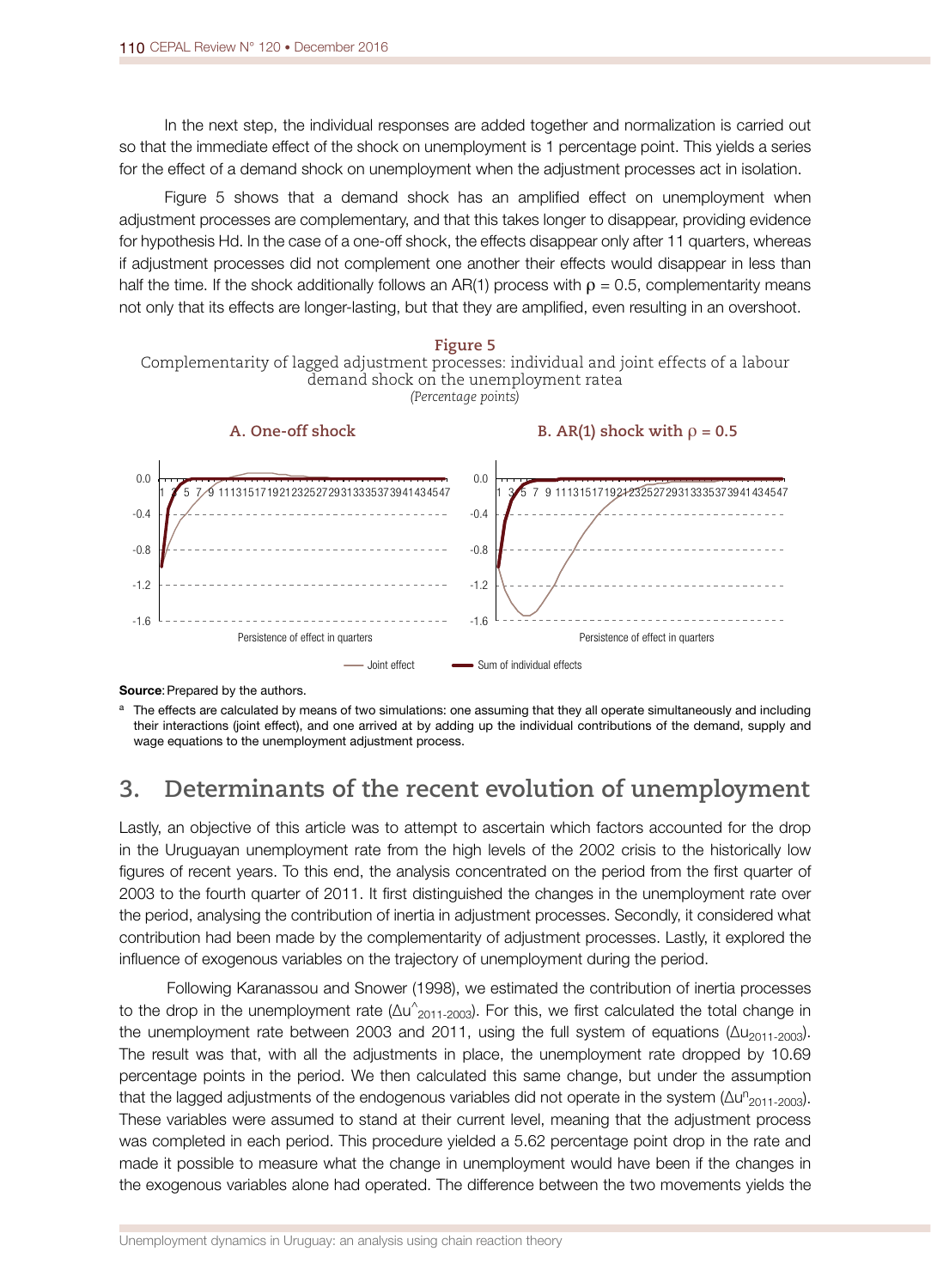In the next step, the individual responses are added together and normalization is carried out so that the immediate effect of the shock on unemployment is 1 percentage point. This yields a series for the effect of a demand shock on unemployment when the adjustment processes act in isolation.

Figure 5 shows that a demand shock has an amplified effect on unemployment when adjustment processes are complementary, and that this takes longer to disappear, providing evidence for hypothesis Hd. In the case of a one-off shock, the effects disappear only after 11 quarters, whereas if adjustment processes did not complement one another their effects would disappear in less than half the time. If the shock additionally follows an AR(1) process with $\rho = 0.5$, complementarity means not only that its effects are longer-lasting, but that they are amplified, even resulting in an overshoot.

**Figure 5**

Complementarity of lagged adjustment processes: individual and joint effects of a labour demand shock on the unemployment rate[a]

*(Percentage points)*

A. One-off shock

B. AR(1) shock with $\rho = 0.5$

**Source**: Prepared by the authors.

[a] The effects are calculated by means of two simulations: one assuming that they all operate simultaneously and including their interactions (joint effect), and one arrived at by adding up the individual contributions of the demand, supply and wage equations to the unemployment adjustment process.

## 3. Determinants of the recent evolution of unemployment

Lastly, an objective of this article was to attempt to ascertain which factors accounted for the drop in the Uruguayan unemployment rate from the high levels of the 2002 crisis to the historically low figures of recent years. To this end, the analysis concentrated on the period from the first quarter of 2003 to the fourth quarter of 2011. It first distinguished the changes in the unemployment rate over the period, analysing the contribution of inertia in adjustment processes. Secondly, it considered what contribution had been made by the complementarity of adjustment processes. Lastly, it explored the influence of exogenous variables on the trajectory of unemployment during the period.

Following Karanassou and Snower (1998), we estimated the contribution of inertia processes to the drop in the unemployment rate ($\Delta u^{\wedge}_{2011\text{-}2003}$). For this, we first calculated the total change in the unemployment rate between 2003 and 2011, using the full system of equations ($\Delta u_{2011\text{-}2003}$). The result was that, with all the adjustments in place, the unemployment rate dropped by 10.69 percentage points in the period. We then calculated this same change, but under the assumption that the lagged adjustments of the endogenous variables did not operate in the system ($\Delta u^{n}_{2011\text{-}2003}$). These variables were assumed to stand at their current level, meaning that the adjustment process was completed in each period. This procedure yielded a 5.62 percentage point drop in the rate and made it possible to measure what the change in unemployment would have been if the changes in the exogenous variables alone had operated. The difference between the two movements yields the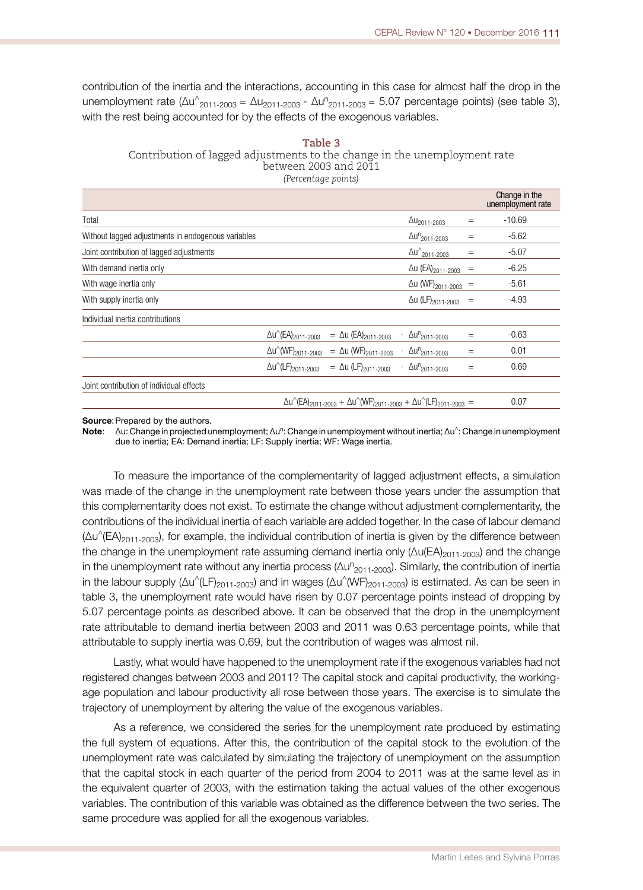contribution of the inertia and the interactions, accounting in this case for almost half the drop in the unemployment rate ($\Delta u^{\wedge}_{2011\text{-}2003} = \Delta u_{2011\text{-}2003} - \Delta u^{n}_{2011\text{-}2003} = 5.07$ percentage points) (see table 3), with the rest being accounted for by the effects of the exogenous variables.

**Table 3**
Contribution of lagged adjustments to the change in the unemployment rate between 2003 and 2011
*(Percentage points)*

| | | | | | Change in the unemployment rate |
|---|---|---|---|---|---|
| Total | | | $\Delta u_{2011\text{-}2003}$ | = | -10.69 |
| Without lagged adjustments in endogenous variables | | | $\Delta u^{n}_{2011\text{-}2003}$ | = | -5.62 |
| Joint contribution of lagged adjustments | | | $\Delta u^{\wedge}_{2011\text{-}2003}$ | = | -5.07 |
| With demand inertia only | | | $\Delta u\,(EA)_{2011\text{-}2003}$ | = | -6.25 |
| With wage inertia only | | | $\Delta u\,(WF)_{2011\text{-}2003}$ | = | -5.61 |
| With supply inertia only | | | $\Delta u\,(LF)_{2011\text{-}2003}$ | = | -4.93 |
| Individual inertia contributions | | | | | |
| | $\Delta u^{\wedge}(EA)_{2011\text{-}2003}$ | $= \Delta u\,(EA)_{2011\text{-}2003}$ | $- \Delta u^{n}_{2011\text{-}2003}$ | = | -0.63 |
| | $\Delta u^{\wedge}(WF)_{2011\text{-}2003}$ | $= \Delta u\,(WF)_{2011\text{-}2003}$ | $- \Delta u^{n}_{2011\text{-}2003}$ | = | 0.01 |
| | $\Delta u^{\wedge}(LF)_{2011\text{-}2003}$ | $= \Delta u\,(LF)_{2011\text{-}2003}$ | $- \Delta u^{n}_{2011\text{-}2003}$ | = | 0.69 |
| Joint contribution of individual effects | | | | | |
| | $\Delta u^{\wedge}(EA)_{2011\text{-}2003} + \Delta u^{\wedge}(WF)_{2011\text{-}2003} + \Delta u^{\wedge}(LF)_{2011\text{-}2003}$ | | | = | 0.07 |

**Source**: Prepared by the authors.
**Note**: $\Delta u$: Change in projected unemployment; $\Delta u^{n}$: Change in unemployment without inertia; $\Delta u^{\wedge}$: Change in unemployment due to inertia; EA: Demand inertia; LF: Supply inertia; WF: Wage inertia.

To measure the importance of the complementarity of lagged adjustment effects, a simulation was made of the change in the unemployment rate between those years under the assumption that this complementarity does not exist. To estimate the change without adjustment complementarity, the contributions of the individual inertia of each variable are added together. In the case of labour demand ($\Delta u^{\wedge}(EA)_{2011\text{-}2003}$), for example, the individual contribution of inertia is given by the difference between the change in the unemployment rate assuming demand inertia only ($\Delta u(EA)_{2011\text{-}2003}$) and the change in the unemployment rate without any inertia process ($\Delta u^{n}_{2011\text{-}2003}$). Similarly, the contribution of inertia in the labour supply ($\Delta u^{\wedge}(LF)_{2011\text{-}2003}$) and in wages ($\Delta u^{\wedge}(WF)_{2011\text{-}2003}$) is estimated. As can be seen in table 3, the unemployment rate would have risen by 0.07 percentage points instead of dropping by 5.07 percentage points as described above. It can be observed that the drop in the unemployment rate attributable to demand inertia between 2003 and 2011 was 0.63 percentage points, while that attributable to supply inertia was 0.69, but the contribution of wages was almost nil.

Lastly, what would have happened to the unemployment rate if the exogenous variables had not registered changes between 2003 and 2011? The capital stock and capital productivity, the working-age population and labour productivity all rose between those years. The exercise is to simulate the trajectory of unemployment by altering the value of the exogenous variables.

As a reference, we considered the series for the unemployment rate produced by estimating the full system of equations. After this, the contribution of the capital stock to the evolution of the unemployment rate was calculated by simulating the trajectory of unemployment on the assumption that the capital stock in each quarter of the period from 2004 to 2011 was at the same level as in the equivalent quarter of 2003, with the estimation taking the actual values of the other exogenous variables. The contribution of this variable was obtained as the difference between the two series. The same procedure was applied for all the exogenous variables.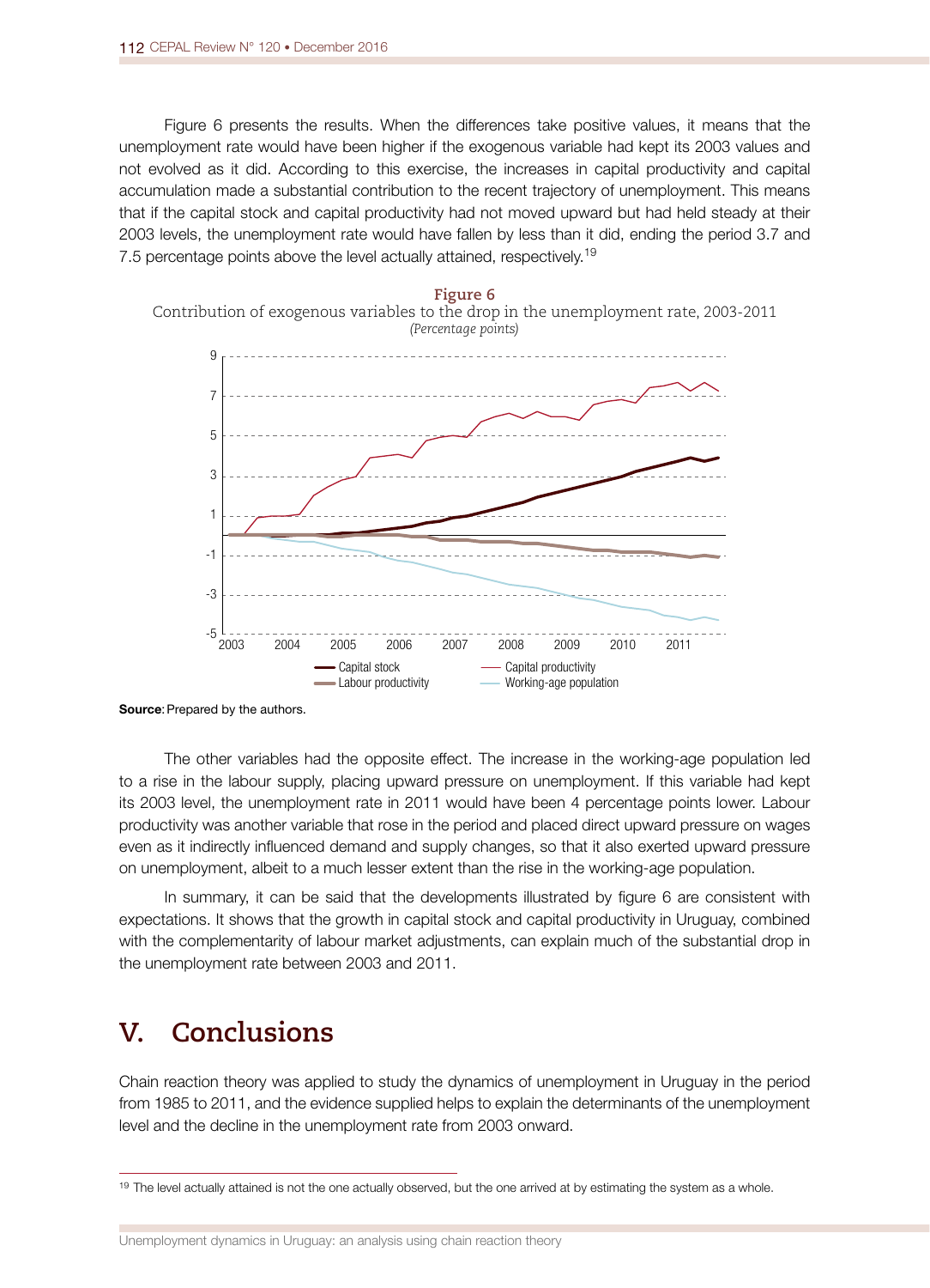Figure 6 presents the results. When the differences take positive values, it means that the unemployment rate would have been higher if the exogenous variable had kept its 2003 values and not evolved as it did. According to this exercise, the increases in capital productivity and capital accumulation made a substantial contribution to the recent trajectory of unemployment. This means that if the capital stock and capital productivity had not moved upward but had held steady at their 2003 levels, the unemployment rate would have fallen by less than it did, ending the period 3.7 and 7.5 percentage points above the level actually attained, respectively.[19]

**Figure 6**

Contribution of exogenous variables to the drop in the unemployment rate, 2003-2011

*(Percentage points)*

**Source**: Prepared by the authors.

The other variables had the opposite effect. The increase in the working-age population led to a rise in the labour supply, placing upward pressure on unemployment. If this variable had kept its 2003 level, the unemployment rate in 2011 would have been 4 percentage points lower. Labour productivity was another variable that rose in the period and placed direct upward pressure on wages even as it indirectly influenced demand and supply changes, so that it also exerted upward pressure on unemployment, albeit to a much lesser extent than the rise in the working-age population.

In summary, it can be said that the developments illustrated by figure 6 are consistent with expectations. It shows that the growth in capital stock and capital productivity in Uruguay, combined with the complementarity of labour market adjustments, can explain much of the substantial drop in the unemployment rate between 2003 and 2011.

# V. Conclusions

Chain reaction theory was applied to study the dynamics of unemployment in Uruguay in the period from 1985 to 2011, and the evidence supplied helps to explain the determinants of the unemployment level and the decline in the unemployment rate from 2003 onward.

---

[19] The level actually attained is not the one actually observed, but the one arrived at by estimating the system as a whole.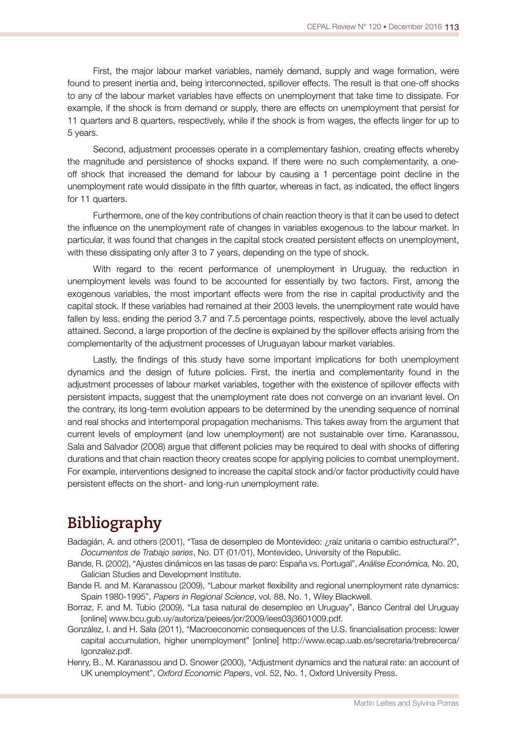First, the major labour market variables, namely demand, supply and wage formation, were found to present inertia and, being interconnected, spillover effects. The result is that one-off shocks to any of the labour market variables have effects on unemployment that take time to dissipate. For example, if the shock is from demand or supply, there are effects on unemployment that persist for 11 quarters and 8 quarters, respectively, while if the shock is from wages, the effects linger for up to 5 years.

Second, adjustment processes operate in a complementary fashion, creating effects whereby the magnitude and persistence of shocks expand. If there were no such complementarity, a one-off shock that increased the demand for labour by causing a 1 percentage point decline in the unemployment rate would dissipate in the fifth quarter, whereas in fact, as indicated, the effect lingers for 11 quarters.

Furthermore, one of the key contributions of chain reaction theory is that it can be used to detect the influence on the unemployment rate of changes in variables exogenous to the labour market. In particular, it was found that changes in the capital stock created persistent effects on unemployment, with these dissipating only after 3 to 7 years, depending on the type of shock.

With regard to the recent performance of unemployment in Uruguay, the reduction in unemployment levels was found to be accounted for essentially by two factors. First, among the exogenous variables, the most important effects were from the rise in capital productivity and the capital stock. If these variables had remained at their 2003 levels, the unemployment rate would have fallen by less, ending the period 3.7 and 7.5 percentage points, respectively, above the level actually attained. Second, a large proportion of the decline is explained by the spillover effects arising from the complementarity of the adjustment processes of Uruguayan labour market variables.

Lastly, the findings of this study have some important implications for both unemployment dynamics and the design of future policies. First, the inertia and complementarity found in the adjustment processes of labour market variables, together with the existence of spillover effects with persistent impacts, suggest that the unemployment rate does not converge on an invariant level. On the contrary, its long-term evolution appears to be determined by the unending sequence of nominal and real shocks and intertemporal propagation mechanisms. This takes away from the argument that current levels of employment (and low unemployment) are not sustainable over time. Karanassou, Sala and Salvador (2008) argue that different policies may be required to deal with shocks of differing durations and that chain reaction theory creates scope for applying policies to combat unemployment. For example, interventions designed to increase the capital stock and/or factor productivity could have persistent effects on the short- and long-run unemployment rate.

# Bibliography

Badagián, A. and others (2001), "Tasa de desempleo de Montevideo: ¿raíz unitaria o cambio estructural?", *Documentos de Trabajo series*, No. DT (01/01), Montevideo, University of the Republic.

Bande, R. (2002), "Ajustes dinámicos en las tasas de paro: España vs. Portugal", *Análise Económica,* No. 20, Galician Studies and Development Institute.

Bande R. and M. Karanassou (2009), "Labour market flexibility and regional unemployment rate dynamics: Spain 1980-1995", *Papers in Regional Science*, vol. 88, No. 1, Wiley Blackwell.

Borraz, F. and M. Tubio (2009), "La tasa natural de desempleo en Uruguay", Banco Central del Uruguay [online] www.bcu.gub.uy/autoriza/peiees/jor/2009/iees03j3601009.pdf.

González, I. and H. Sala (2011), "Macroeconomic consequences of the U.S. financialisation process: lower capital accumulation, higher unemployment" [online] http://www.ecap.uab.es/secretaria/trebrecerca/Igonzalez.pdf.

Henry, B., M. Karanassou and D. Snower (2000), "Adjustment dynamics and the natural rate: an account of UK unemployment", *Oxford Economic Papers*, vol. 52, No. 1, Oxford University Press.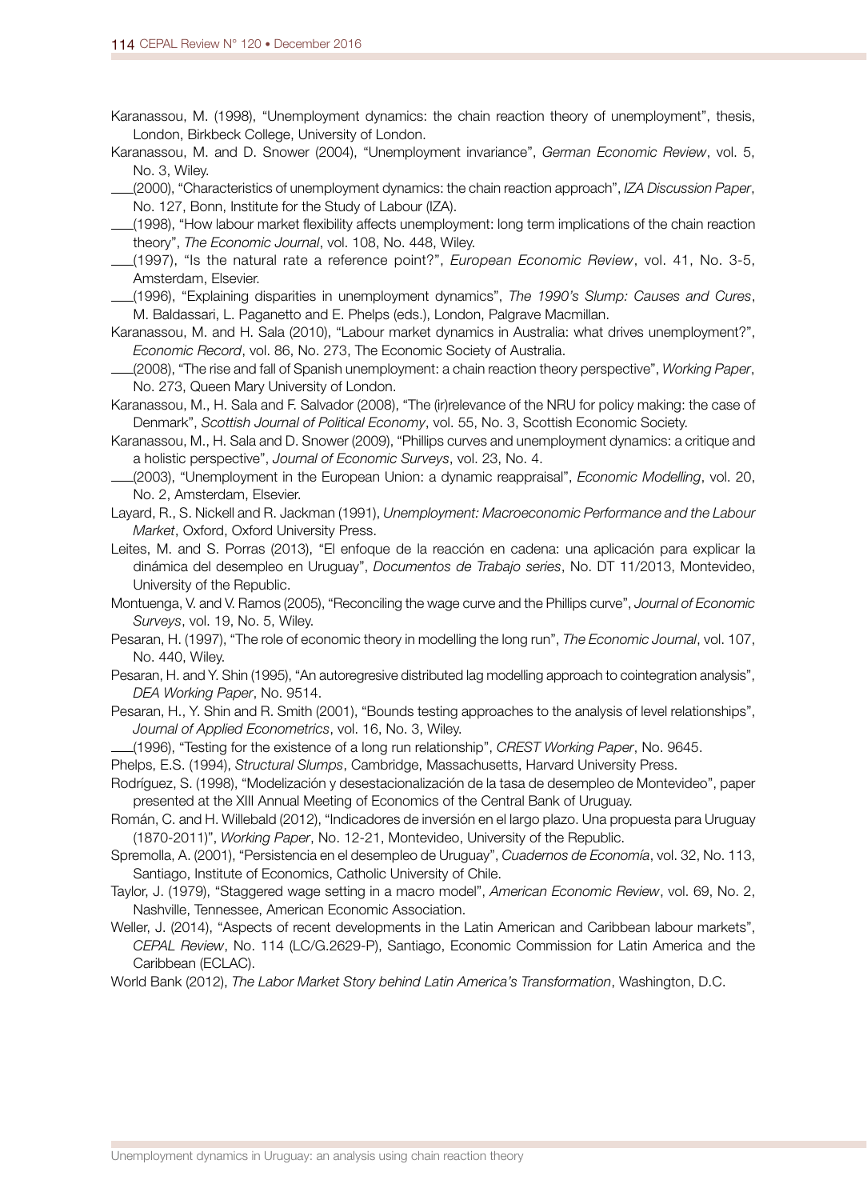Karanassou, M. (1998), "Unemployment dynamics: the chain reaction theory of unemployment", thesis, London, Birkbeck College, University of London.

Karanassou, M. and D. Snower (2004), "Unemployment invariance", *German Economic Review*, vol. 5, No. 3, Wiley.

___(2000), "Characteristics of unemployment dynamics: the chain reaction approach", *IZA Discussion Paper*, No. 127, Bonn, Institute for the Study of Labour (IZA).

___(1998), "How labour market flexibility affects unemployment: long term implications of the chain reaction theory", *The Economic Journal*, vol. 108, No. 448, Wiley.

___(1997), "Is the natural rate a reference point?", *European Economic Review*, vol. 41, No. 3-5, Amsterdam, Elsevier.

___(1996), "Explaining disparities in unemployment dynamics", *The 1990's Slump: Causes and Cures*, M. Baldassari, L. Paganetto and E. Phelps (eds.), London, Palgrave Macmillan.

Karanassou, M. and H. Sala (2010), "Labour market dynamics in Australia: what drives unemployment?", *Economic Record*, vol. 86, No. 273, The Economic Society of Australia.

___(2008), "The rise and fall of Spanish unemployment: a chain reaction theory perspective", *Working Paper*, No. 273, Queen Mary University of London.

Karanassou, M., H. Sala and F. Salvador (2008), "The (ir)relevance of the NRU for policy making: the case of Denmark", *Scottish Journal of Political Economy*, vol. 55, No. 3, Scottish Economic Society.

Karanassou, M., H. Sala and D. Snower (2009), "Phillips curves and unemployment dynamics: a critique and a holistic perspective", *Journal of Economic Surveys*, vol. 23, No. 4.

___(2003), "Unemployment in the European Union: a dynamic reappraisal", *Economic Modelling*, vol. 20, No. 2, Amsterdam, Elsevier.

Layard, R., S. Nickell and R. Jackman (1991), *Unemployment: Macroeconomic Performance and the Labour Market*, Oxford, Oxford University Press.

Leites, M. and S. Porras (2013), "El enfoque de la reacción en cadena: una aplicación para explicar la dinámica del desempleo en Uruguay", *Documentos de Trabajo series*, No. DT 11/2013, Montevideo, University of the Republic.

Montuenga, V. and V. Ramos (2005), "Reconciling the wage curve and the Phillips curve", *Journal of Economic Surveys*, vol. 19, No. 5, Wiley.

Pesaran, H. (1997), "The role of economic theory in modelling the long run", *The Economic Journal*, vol. 107, No. 440, Wiley.

Pesaran, H. and Y. Shin (1995), "An autoregresive distributed lag modelling approach to cointegration analysis", *DEA Working Paper*, No. 9514.

Pesaran, H., Y. Shin and R. Smith (2001), "Bounds testing approaches to the analysis of level relationships", *Journal of Applied Econometrics*, vol. 16, No. 3, Wiley.

___(1996), "Testing for the existence of a long run relationship", *CREST Working Paper*, No. 9645.

Phelps, E.S. (1994), *Structural Slumps*, Cambridge, Massachusetts, Harvard University Press.

Rodríguez, S. (1998), "Modelización y desestacionalización de la tasa de desempleo de Montevideo", paper presented at the XIII Annual Meeting of Economics of the Central Bank of Uruguay.

Román, C. and H. Willebald (2012), "Indicadores de inversión en el largo plazo. Una propuesta para Uruguay (1870-2011)", *Working Paper*, No. 12-21, Montevideo, University of the Republic.

Spremolla, A. (2001), "Persistencia en el desempleo de Uruguay", *Cuadernos de Economía*, vol. 32, No. 113, Santiago, Institute of Economics, Catholic University of Chile.

Taylor, J. (1979), "Staggered wage setting in a macro model", *American Economic Review*, vol. 69, No. 2, Nashville, Tennessee, American Economic Association.

Weller, J. (2014), "Aspects of recent developments in the Latin American and Caribbean labour markets", *CEPAL Review*, No. 114 (LC/G.2629-P), Santiago, Economic Commission for Latin America and the Caribbean (ECLAC).

World Bank (2012), *The Labor Market Story behind Latin America's Transformation*, Washington, D.C.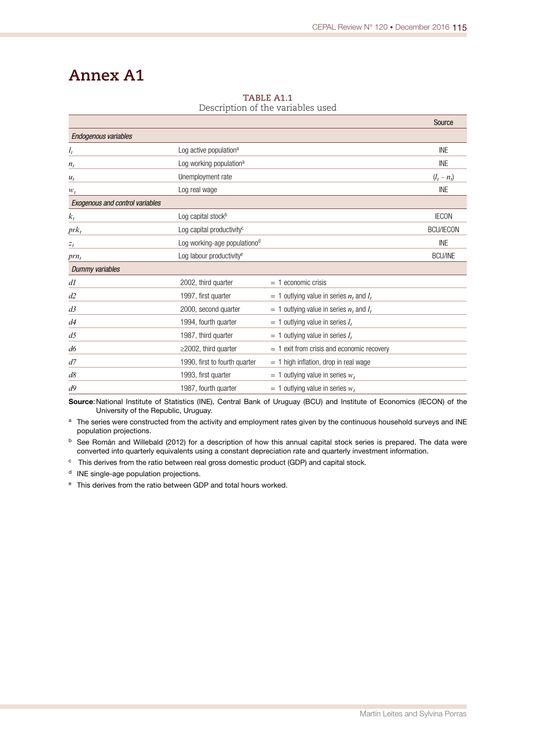# Annex A1

**TABLE A1.1**
Description of the variables used

| | | | Source |
|---|---|---|---|
| *Endogenous variables* | | | |
| $l_t$ | Log active population[a] | | INE |
| $n_t$ | Log working population[a] | | INE |
| $u_t$ | Unemployment rate | | $(l_t - n_t)$ |
| $w_t$ | Log real wage | | INE |
| *Exogenous and control variables* | | | |
| $k_t$ | Log capital stock[b] | | IECON |
| $prk_t$ | Log capital productivity[c] | | BCU/IECON |
| $z_t$ | Log working-age populationo[d] | | INE |
| $prn_t$ | Log labour productivity[e] | | BCU/INE |
| *Dummy variables* | | | |
| $d1$ | 2002, third quarter | = 1 economic crisis | |
| $d2$ | 1997, first quarter | = 1 outlying value in series $n_t$ and $l_t$ | |
| $d3$ | 2000, second quarter | = 1 outlying value in series $n_t$ and $l_t$ | |
| $d4$ | 1994, fourth quarter | = 1 outlying value in series $l_t$ | |
| $d5$ | 1987, third quarter | = 1 outlying value in series $l_t$ | |
| $d6$ | ≥2002, third quarter | = 1 exit from crisis and economic recovery | |
| $d7$ | 1990, first to fourth quarter | = 1 high inflation, drop in real wage | |
| $d8$ | 1993, first quarter | = 1 outlying value in series $w_t$ | |
| $d9$ | 1987, fourth quarter | = 1 outlying value in series $w_t$ | |

**Source:** National Institute of Statistics (INE), Central Bank of Uruguay (BCU) and Institute of Economics (IECON) of the University of the Republic, Uruguay.

[a] The series were constructed from the activity and employment rates given by the continuous household surveys and INE population projections.

[b] See Román and Willebald (2012) for a description of how this annual capital stock series is prepared. The data were converted into quarterly equivalents using a constant depreciation rate and quarterly investment information.

[c] This derives from the ratio between real gross domestic product (GDP) and capital stock.

[d] INE single-age population projections.

[e] This derives from the ratio between GDP and total hours worked.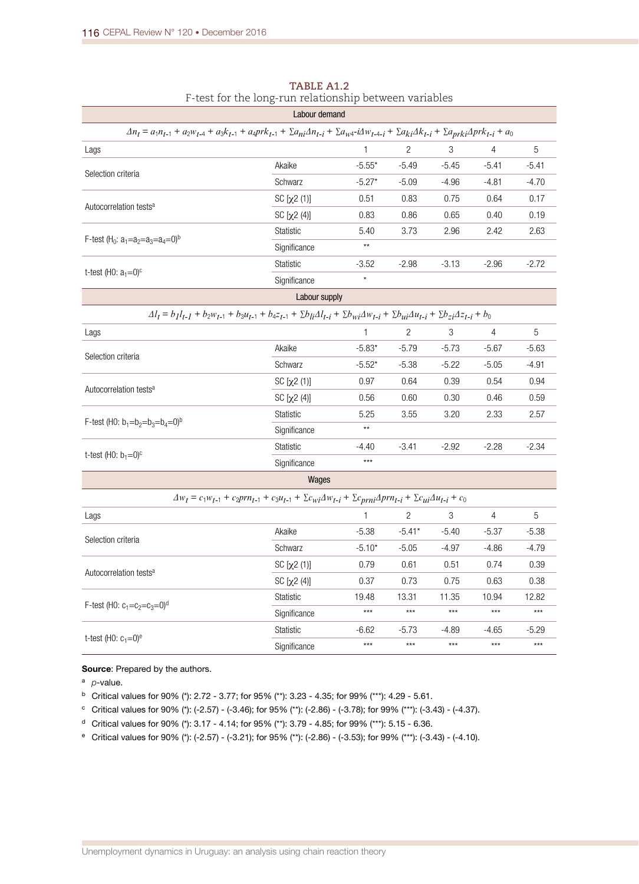**TABLE A1.2**

F-test for the long-run relationship between variables

| | | 1 | 2 | 3 | 4 | 5 |
|---|---|---|---|---|---|---|
| **Labour demand** | | | | | | |
| $\Delta n_t = a_1 n_{t-1} + a_2 w_{t-4} + a_3 k_{t-1} + a_4 prk_{t-1} + \sum a_{ni} \Delta n_{t-i} + \sum a_{w4-i} \Delta w_{t-4-i} + \sum a_{ki} \Delta k_{t-i} + \sum a_{prki} \Delta prk_{t-i} + a_0$ | | | | | | |
| Lags | | 1 | 2 | 3 | 4 | 5 |
| Selection criteria | Akaike | -5.55* | -5.49 | -5.45 | -5.41 | -5.41 |
| | Schwarz | -5.27* | -5.09 | -4.96 | -4.81 | -4.70 |
| Autocorrelation tests[a] | SC [$\chi 2$ (1)] | 0.51 | 0.83 | 0.75 | 0.64 | 0.17 |
| | SC [$\chi 2$ (4)] | 0.83 | 0.86 | 0.65 | 0.40 | 0.19 |
| F-test ($H_0$: $a_1$=$a_2$=$a_3$=$a_4$=0)[b] | Statistic | 5.40 | 3.73 | 2.96 | 2.42 | 2.63 |
| | Significance | ** | | | | |
| t-test (H0: $a_1$=0)[c] | Statistic | -3.52 | -2.98 | -3.13 | -2.96 | -2.72 |
| | Significance | * | | | | |
| **Labour supply** | | | | | | |
| $\Delta l_t = b_1 l_{t-1} + b_2 w_{t-1} + b_3 u_{t-1} + b_4 z_{t-1} + \sum b_{li} \Delta l_{t-i} + \sum b_{wi} \Delta w_{t-i} + \sum b_{ui} \Delta u_{t-i} + \sum b_{zi} \Delta z_{t-i} + b_0$ | | | | | | |
| Lags | | 1 | 2 | 3 | 4 | 5 |
| Selection criteria | Akaike | -5.83* | -5.79 | -5.73 | -5.67 | -5.63 |
| | Schwarz | -5.52* | -5.38 | -5.22 | -5.05 | -4.91 |
| Autocorrelation tests[a] | SC [$\chi 2$ (1)] | 0.97 | 0.64 | 0.39 | 0.54 | 0.94 |
| | SC [$\chi 2$ (4)] | 0.56 | 0.60 | 0.30 | 0.46 | 0.59 |
| F-test (H0: $b_1$=$b_2$=$b_3$=$b_4$=0)[b] | Statistic | 5.25 | 3.55 | 3.20 | 2.33 | 2.57 |
| | Significance | ** | | | | |
| t-test (H0: $b_1$=0)[c] | Statistic | -4.40 | -3.41 | -2.92 | -2.28 | -2.34 |
| | Significance | *** | | | | |
| **Wages** | | | | | | |
| $\Delta w_t = c_1 w_{t-1} + c_2 prn_{t-1} + c_3 u_{t-1} + \sum c_{wi} \Delta w_{t-i} + \sum c_{prni} \Delta prn_{t-i} + \sum c_{ui} \Delta u_{t-i} + c_0$ | | | | | | |
| Lags | | 1 | 2 | 3 | 4 | 5 |
| Selection criteria | Akaike | -5.38 | -5.41* | -5.40 | -5.37 | -5.38 |
| | Schwarz | -5.10* | -5.05 | -4.97 | -4.86 | -4.79 |
| Autocorrelation tests[a] | SC [$\chi 2$ (1)] | 0.79 | 0.61 | 0.51 | 0.74 | 0.39 |
| | SC [$\chi 2$ (4)] | 0.37 | 0.73 | 0.75 | 0.63 | 0.38 |
| F-test (H0: $c_1$=$c_2$=$c_3$=0)[d] | Statistic | 19.48 | 13.31 | 11.35 | 10.94 | 12.82 |
| | Significance | *** | *** | *** | *** | *** |
| t-test (H0: $c_1$=0)[e] | Statistic | -6.62 | -5.73 | -4.89 | -4.65 | -5.29 |
| | Significance | *** | *** | *** | *** | *** |

**Source**: Prepared by the authors.

[a] *p*-value.

[b] Critical values for 90% (*): 2.72 - 3.77; for 95% (**): 3.23 - 4.35; for 99% (***): 4.29 - 5.61.

[c] Critical values for 90% (*): (-2.57) - (-3.46); for 95% (**): (-2.86) - (-3.78); for 99% (***): (-3.43) - (-4.37).

[d] Critical values for 90% (*): 3.17 - 4.14; for 95% (**): 3.79 - 4.85; for 99% (***): 5.15 - 6.36.

[e] Critical values for 90% (*): (-2.57) - (-3.21); for 95% (**): (-2.86) - (-3.53); for 99% (***): (-3.43) - (-4.10).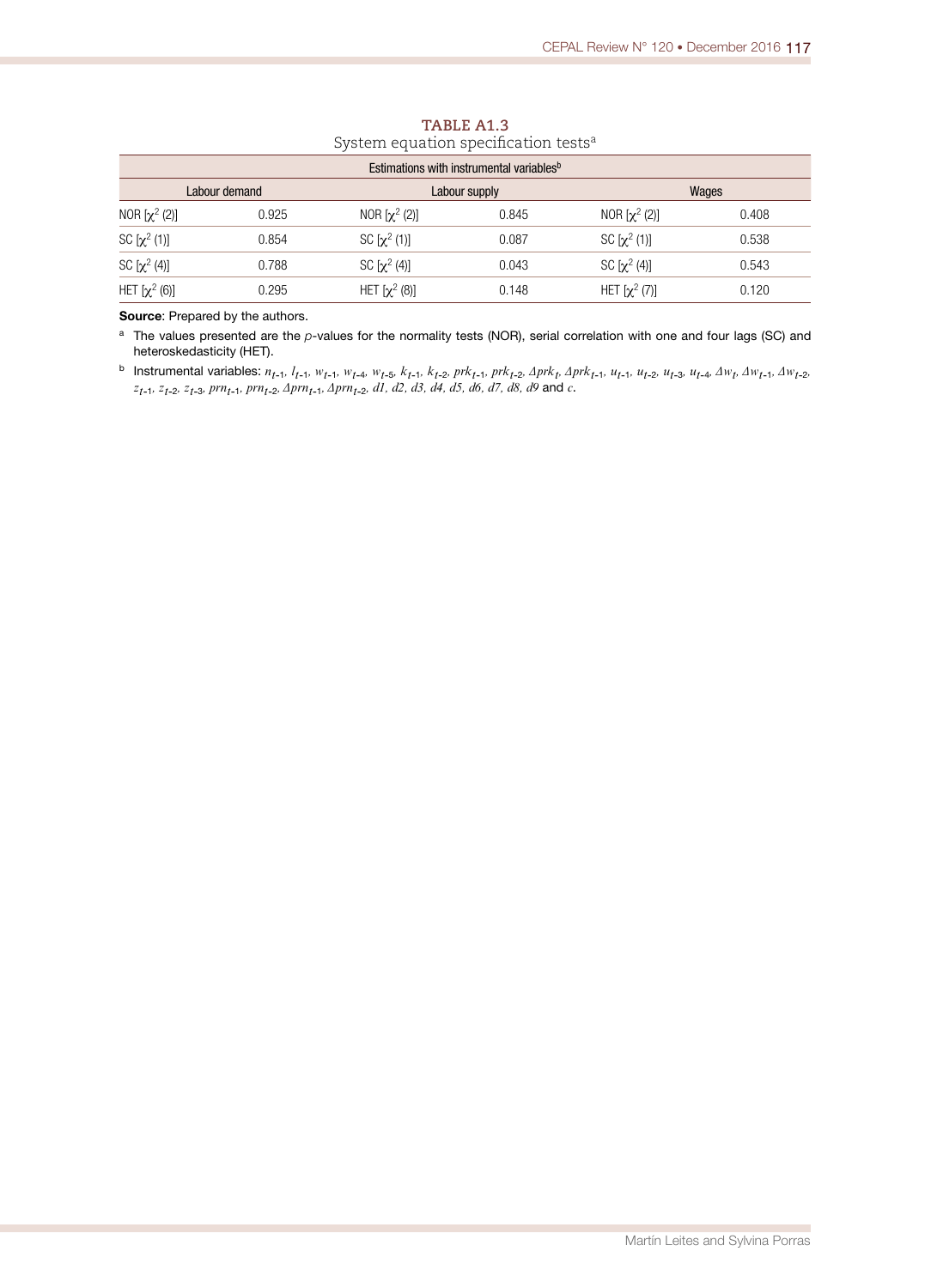**TABLE A1.3**

System equation specification tests[a]

| Estimations with instrumental variables[b] | | | | | |
|---|---|---|---|---|---|
| Labour demand | | Labour supply | | Wages | |
| NOR [$\chi^2$ (2)] | 0.925 | NOR [$\chi^2$ (2)] | 0.845 | NOR [$\chi^2$ (2)] | 0.408 |
| SC [$\chi^2$ (1)] | 0.854 | SC [$\chi^2$ (1)] | 0.087 | SC [$\chi^2$ (1)] | 0.538 |
| SC [$\chi^2$ (4)] | 0.788 | SC [$\chi^2$ (4)] | 0.043 | SC [$\chi^2$ (4)] | 0.543 |
| HET [$\chi^2$ (6)] | 0.295 | HET [$\chi^2$ (8)] | 0.148 | HET [$\chi^2$ (7)] | 0.120 |

**Source**: Prepared by the authors.

[a] The values presented are the *p*-values for the normality tests (NOR), serial correlation with one and four lags (SC) and heteroskedasticity (HET).

[b] Instrumental variables: $n_{t-1}$, $l_{t-1}$, $w_{t-1}$, $w_{t-4}$, $w_{t-5}$, $k_{t-1}$, $k_{t-2}$, $prk_{t-1}$, $prk_{t-2}$, $\Delta prk_t$, $\Delta prk_{t-1}$, $u_{t-1}$, $u_{t-2}$, $u_{t-3}$, $u_{t-4}$, $\Delta w_t$, $\Delta w_{t-1}$, $\Delta w_{t-2}$, $z_{t-1}$, $z_{t-2}$, $z_{t-3}$, $prn_{t-1}$, $prn_{t-2}$, $\Delta prn_{t-1}$, $\Delta prn_{t-2}$, $d1$, $d2$, $d3$, $d4$, $d5$, $d6$, $d7$, $d8$, $d9$ and $c$.